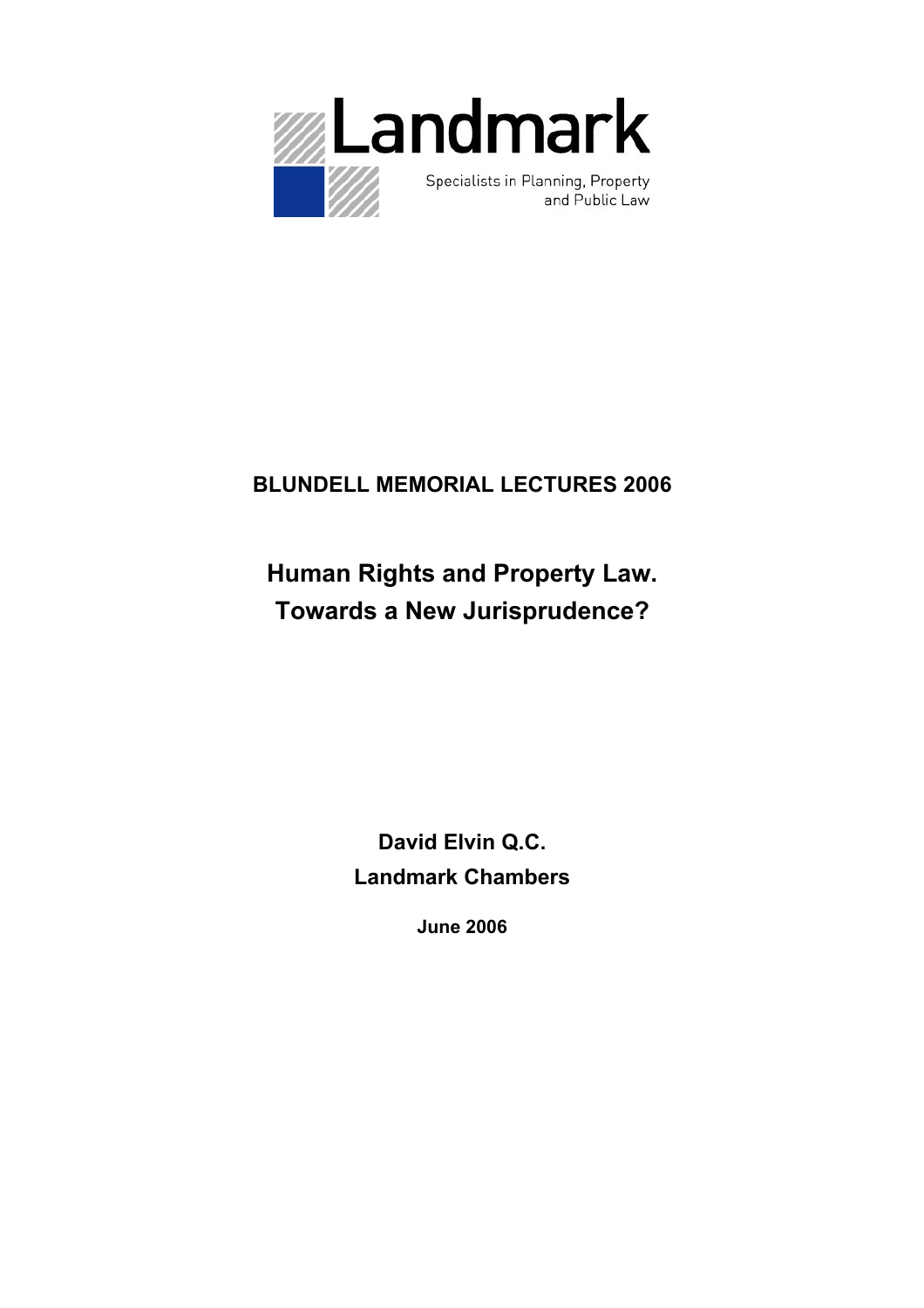Landmark

Specialists in Planning, Property and Public Law

**BLUNDELL MEMORIAL LECTURES 2006**

# Human Rights and Property Law. Towards a New Jurisprudence?

**David Elvin Q.C.**
**Landmark Chambers**

**June 2006**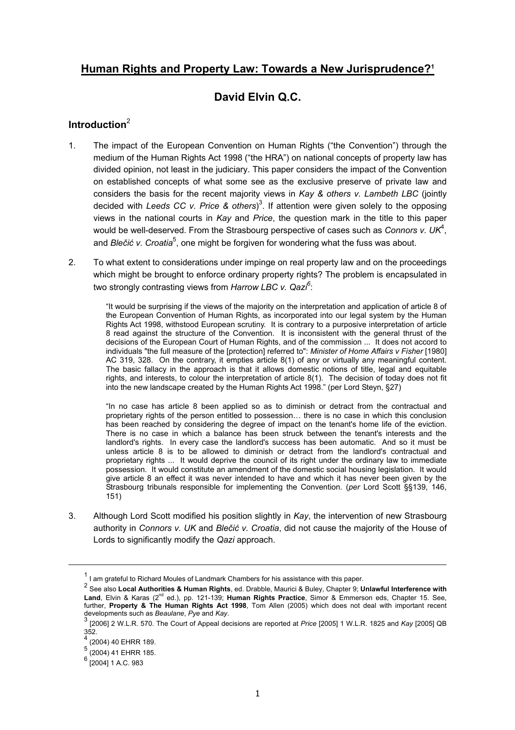# Human Rights and Property Law: Towards a New Jurisprudence?[1]

## David Elvin Q.C.

### Introduction[2]

1. The impact of the European Convention on Human Rights ("the Convention") through the medium of the Human Rights Act 1998 ("the HRA") on national concepts of property law has divided opinion, not least in the judiciary. This paper considers the impact of the Convention on established concepts of what some see as the exclusive preserve of private law and considers the basis for the recent majority views in *Kay & others v. Lambeth LBC* (jointly decided with *Leeds CC v. Price & others*)[3]. If attention were given solely to the opposing views in the national courts in *Kay* and *Price*, the question mark in the title to this paper would be well-deserved. From the Strasbourg perspective of cases such as *Connors v. UK*[4], and *Blečić v. Croatia*[5], one might be forgiven for wondering what the fuss was about.

2. To what extent to considerations under impinge on real property law and on the proceedings which might be brought to enforce ordinary property rights? The problem is encapsulated in two strongly contrasting views from *Harrow LBC v. Qazi*[6]:

   > "It would be surprising if the views of the majority on the interpretation and application of article 8 of the European Convention of Human Rights, as incorporated into our legal system by the Human Rights Act 1998, withstood European scrutiny. It is contrary to a purposive interpretation of article 8 read against the structure of the Convention. It is inconsistent with the general thrust of the decisions of the European Court of Human Rights, and of the commission ... It does not accord to individuals "the full measure of the [protection] referred to": *Minister of Home Affairs v Fisher* [1980] AC 319, 328. On the contrary, it empties article 8(1) of any or virtually any meaningful content. The basic fallacy in the approach is that it allows domestic notions of title, legal and equitable rights, and interests, to colour the interpretation of article 8(1). The decision of today does not fit into the new landscape created by the Human Rights Act 1998." (per Lord Steyn, §27)

   > "In no case has article 8 been applied so as to diminish or detract from the contractual and proprietary rights of the person entitled to possession… there is no case in which this conclusion has been reached by considering the degree of impact on the tenant's home life of the eviction. There is no case in which a balance has been struck between the tenant's interests and the landlord's rights. In every case the landlord's success has been automatic. And so it must be unless article 8 is to be allowed to diminish or detract from the landlord's contractual and proprietary rights ... It would deprive the council of its right under the ordinary law to immediate possession. It would constitute an amendment of the domestic social housing legislation. It would give article 8 an effect it was never intended to have and which it has never been given by the Strasbourg tribunals responsible for implementing the Convention. (*per* Lord Scott §§139, 146, 151)

3. Although Lord Scott modified his position slightly in *Kay*, the intervention of new Strasbourg authority in *Connors v. UK* and *Blečić v. Croatia*, did not cause the majority of the House of Lords to significantly modify the *Qazi* approach.

---

[1] I am grateful to Richard Moules of Landmark Chambers for his assistance with this paper.

[2] See also **Local Authorities & Human Rights**, ed. Drabble, Maurici & Buley, Chapter 9; **Unlawful Interference with Land**, Elvin & Karas (2nd ed.), pp. 121-139; **Human Rights Practice**, Simor & Emmerson eds, Chapter 15. See, further, **Property & The Human Rights Act 1998**, Tom Allen (2005) which does not deal with important recent developments such as *Beaulane*, *Pye* and *Kay*.

[3] [2006] 2 W.L.R. 570. The Court of Appeal decisions are reported at *Price* [2005] 1 W.L.R. 1825 and *Kay* [2005] QB 352.

[4] (2004) 40 EHRR 189.

[5] (2004) 41 EHRR 185.

[6] [2004] 1 A.C. 983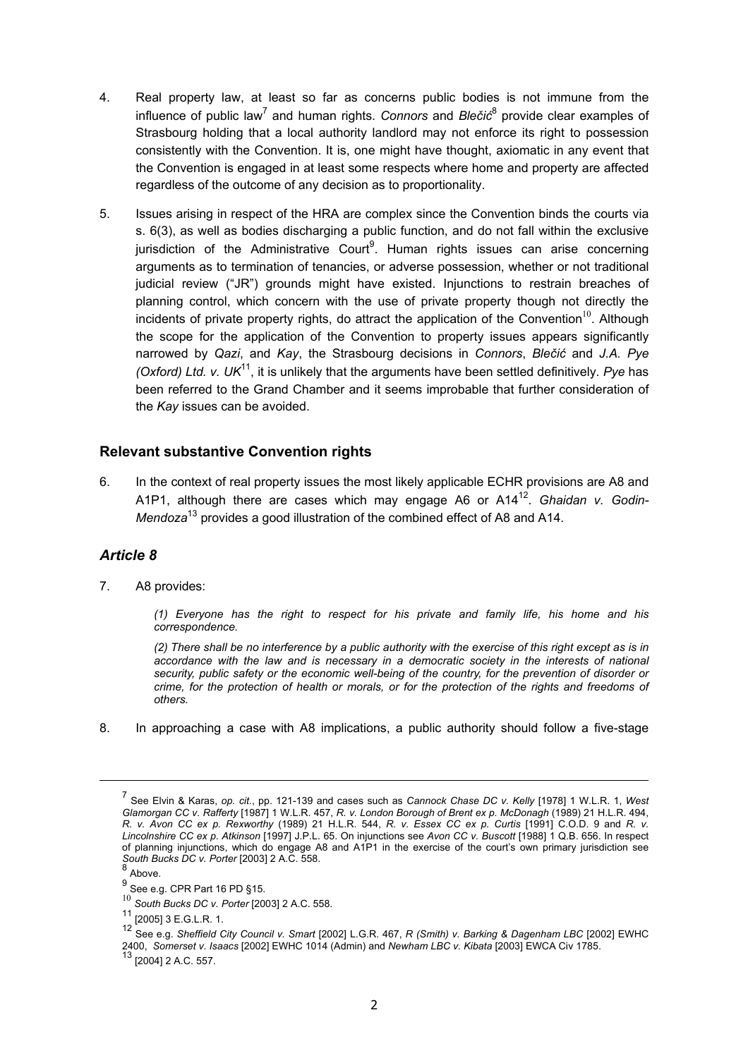4. Real property law, at least so far as concerns public bodies is not immune from the influence of public law[7] and human rights. *Connors* and *Blečić*[8] provide clear examples of Strasbourg holding that a local authority landlord may not enforce its right to possession consistently with the Convention. It is, one might have thought, axiomatic in any event that the Convention is engaged in at least some respects where home and property are affected regardless of the outcome of any decision as to proportionality.

5. Issues arising in respect of the HRA are complex since the Convention binds the courts via s. 6(3), as well as bodies discharging a public function, and do not fall within the exclusive jurisdiction of the Administrative Court[9]. Human rights issues can arise concerning arguments as to termination of tenancies, or adverse possession, whether or not traditional judicial review ("JR") grounds might have existed. Injunctions to restrain breaches of planning control, which concern with the use of private property though not directly the incidents of private property rights, do attract the application of the Convention[10]. Although the scope for the application of the Convention to property issues appears significantly narrowed by *Qazi*, and *Kay*, the Strasbourg decisions in *Connors*, *Blečić* and *J.A. Pye (Oxford) Ltd. v. UK*[11], it is unlikely that the arguments have been settled definitively. *Pye* has been referred to the Grand Chamber and it seems improbable that further consideration of the *Kay* issues can be avoided.

## Relevant substantive Convention rights

6. In the context of real property issues the most likely applicable ECHR provisions are A8 and A1P1, although there are cases which may engage A6 or A14[12]. *Ghaidan v. Godin-Mendoza*[13] provides a good illustration of the combined effect of A8 and A14.

### *Article 8*

7. A8 provides:

> *(1) Everyone has the right to respect for his private and family life, his home and his correspondence.*
>
> *(2) There shall be no interference by a public authority with the exercise of this right except as is in accordance with the law and is necessary in a democratic society in the interests of national security, public safety or the economic well-being of the country, for the prevention of disorder or crime, for the protection of health or morals, or for the protection of the rights and freedoms of others.*

8. In approaching a case with A8 implications, a public authority should follow a five-stage

---

[7] See Elvin & Karas, *op. cit.*, pp. 121-139 and cases such as *Cannock Chase DC v. Kelly* [1978] 1 W.L.R. 1, *West Glamorgan CC v. Rafferty* [1987] 1 W.L.R. 457, *R. v. London Borough of Brent ex p. McDonagh* (1989) 21 H.L.R. 494, *R. v. Avon CC ex p. Rexworthy* (1989) 21 H.L.R. 544, *R. v. Essex CC ex p. Curtis* [1991] C.O.D. 9 and *R. v. Lincolnshire CC ex p. Atkinson* [1997] J.P.L. 65. On injunctions see *Avon CC v. Buscott* [1988] 1 Q.B. 656. In respect of planning injunctions, which do engage A8 and A1P1 in the exercise of the court's own primary jurisdiction see *South Bucks DC v. Porter* [2003] 2 A.C. 558.

[8] Above.

[9] See e.g. CPR Part 16 PD §15.

[10] *South Bucks DC v. Porter* [2003] 2 A.C. 558.

[11] [2005] 3 E.G.L.R. 1.

[12] See e.g. *Sheffield City Council v. Smart* [2002] L.G.R. 467, *R (Smith) v. Barking & Dagenham LBC* [2002] EWHC 2400, *Somerset v. Isaacs* [2002] EWHC 1014 (Admin) and *Newham LBC v. Kibata* [2003] EWCA Civ 1785.

[13] [2004] 2 A.C. 557.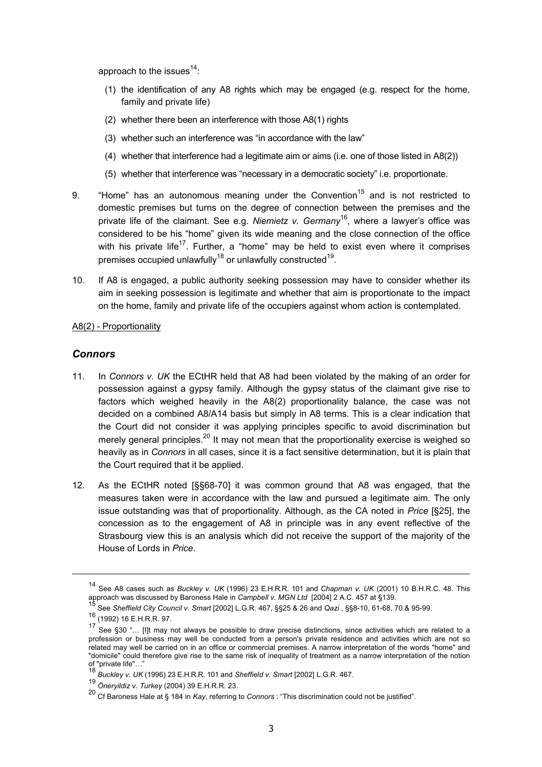approach to the issues[14]:

(1) the identification of any A8 rights which may be engaged (e.g. respect for the home, family and private life)

(2) whether there been an interference with those A8(1) rights

(3) whether such an interference was "in accordance with the law"

(4) whether that interference had a legitimate aim or aims (i.e. one of those listed in A8(2))

(5) whether that interference was "necessary in a democratic society" i.e. proportionate.

9. "Home" has an autonomous meaning under the Convention[15] and is not restricted to domestic premises but turns on the degree of connection between the premises and the private life of the claimant. See e.g. *Niemietz v. Germany*[16], where a lawyer's office was considered to be his "home" given its wide meaning and the close connection of the office with his private life[17]. Further, a "home" may be held to exist even where it comprises premises occupied unlawfully[18] or unlawfully constructed[19].

10. If A8 is engaged, a public authority seeking possession may have to consider whether its aim in seeking possession is legitimate and whether that aim is proportionate to the impact on the home, family and private life of the occupiers against whom action is contemplated.

A8(2) - Proportionality

### *Connors*

11. In *Connors v. UK* the ECtHR held that A8 had been violated by the making of an order for possession against a gypsy family. Although the gypsy status of the claimant give rise to factors which weighed heavily in the A8(2) proportionality balance, the case was not decided on a combined A8/A14 basis but simply in A8 terms. This is a clear indication that the Court did not consider it was applying principles specific to avoid discrimination but merely general principles.[20] It may not mean that the proportionality exercise is weighed so heavily as in *Connors* in all cases, since it is a fact sensitive determination, but it is plain that the Court required that it be applied.

12. As the ECtHR noted [§§68-70] it was common ground that A8 was engaged, that the measures taken were in accordance with the law and pursued a legitimate aim. The only issue outstanding was that of proportionality. Although, as the CA noted in *Price* [§25], the concession as to the engagement of A8 in principle was in any event reflective of the Strasbourg view this is an analysis which did not receive the support of the majority of the House of Lords in *Price*.

---

[14] See A8 cases such as *Buckley v. UK* (1996) 23 E.H.R.R. 101 and *Chapman v. UK* (2001) 10 B.H.R.C. 48. This approach was discussed by Baroness Hale in *Campbell v. MGN Ltd* [2004] 2 A.C. 457 at §139.

[15] See *Sheffield City Council v. Smart* [2002] L.G.R. 467, §§25 & 26 and *Qazi* , §§8-10, 61-68, 70 & 95-99.

[16] (1992) 16 E.H.R.R. 97.

[17] See §30 "… [I]t may not always be possible to draw precise distinctions, since activities which are related to a profession or business may well be conducted from a person's private residence and activities which are not so related may well be carried on in an office or commercial premises. A narrow interpretation of the words "home" and "domicile" could therefore give rise to the same risk of inequality of treatment as a narrow interpretation of the notion of "private life"…"

[18] *Buckley v. UK* (1996) 23 E.H.R.R. 101 and *Sheffield v. Smart* [2002] L.G.R. 467.

[19] *Öneryildiz v. Turkey* (2004) 39 E.H.R.R. 23.

[20] Cf Baroness Hale at § 184 in *Kay*, referring to *Connors* : "This discrimination could not be justified".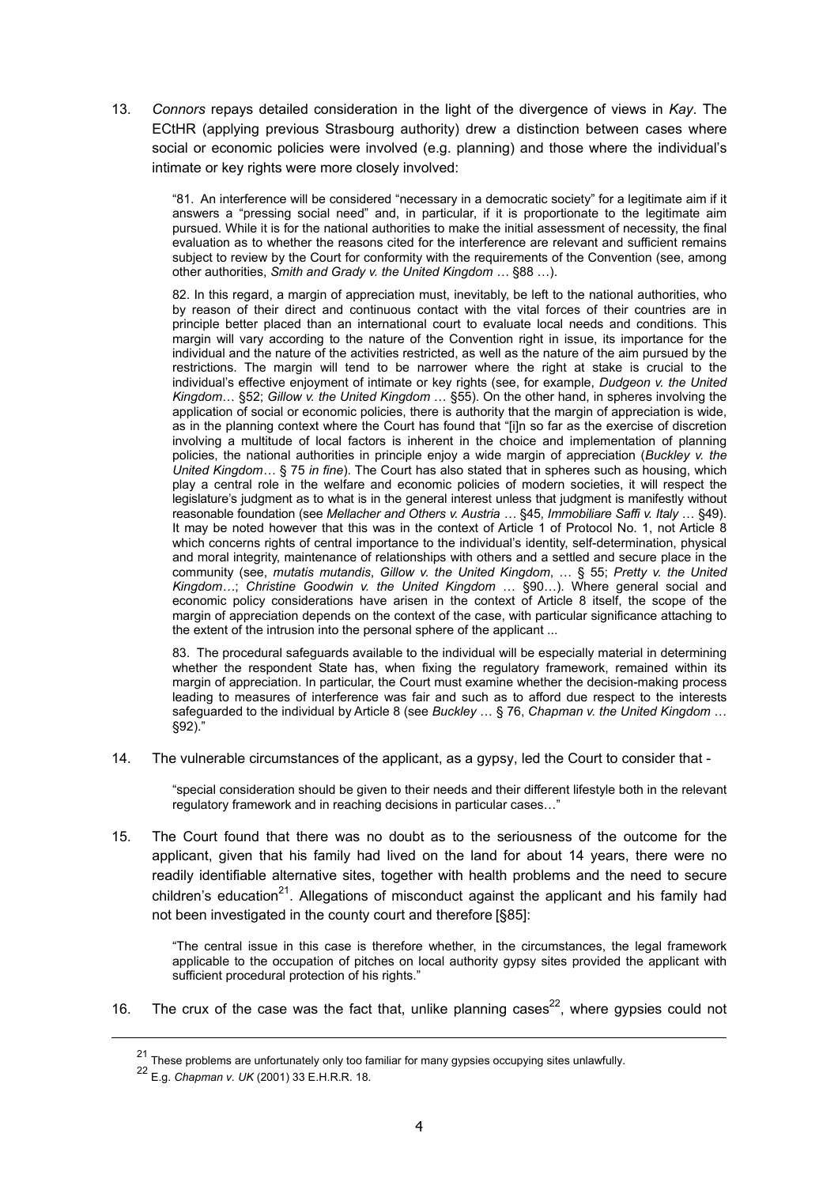13. *Connors* repays detailed consideration in the light of the divergence of views in *Kay*. The ECtHR (applying previous Strasbourg authority) drew a distinction between cases where social or economic policies were involved (e.g. planning) and those where the individual's intimate or key rights were more closely involved:

> "81. An interference will be considered "necessary in a democratic society" for a legitimate aim if it answers a "pressing social need" and, in particular, if it is proportionate to the legitimate aim pursued. While it is for the national authorities to make the initial assessment of necessity, the final evaluation as to whether the reasons cited for the interference are relevant and sufficient remains subject to review by the Court for conformity with the requirements of the Convention (see, among other authorities, *Smith and Grady v. the United Kingdom* … §88 …).
>
> 82. In this regard, a margin of appreciation must, inevitably, be left to the national authorities, who by reason of their direct and continuous contact with the vital forces of their countries are in principle better placed than an international court to evaluate local needs and conditions. This margin will vary according to the nature of the Convention right in issue, its importance for the individual and the nature of the activities restricted, as well as the nature of the aim pursued by the restrictions. The margin will tend to be narrower where the right at stake is crucial to the individual's effective enjoyment of intimate or key rights (see, for example, *Dudgeon v. the United Kingdom*… §52; *Gillow v. the United Kingdom* … §55). On the other hand, in spheres involving the application of social or economic policies, there is authority that the margin of appreciation is wide, as in the planning context where the Court has found that "[i]n so far as the exercise of discretion involving a multitude of local factors is inherent in the choice and implementation of planning policies, the national authorities in principle enjoy a wide margin of appreciation (*Buckley v. the United Kingdom*… § 75 *in fine*). The Court has also stated that in spheres such as housing, which play a central role in the welfare and economic policies of modern societies, it will respect the legislature's judgment as to what is in the general interest unless that judgment is manifestly without reasonable foundation (see *Mellacher and Others v. Austria* … §45, *Immobiliare Saffi v. Italy* … §49). It may be noted however that this was in the context of Article 1 of Protocol No. 1, not Article 8 which concerns rights of central importance to the individual's identity, self-determination, physical and moral integrity, maintenance of relationships with others and a settled and secure place in the community (see, *mutatis mutandis*, *Gillow v. the United Kingdom*, … § 55; *Pretty v. the United Kingdom*…; *Christine Goodwin v. the United Kingdom* … §90…). Where general social and economic policy considerations have arisen in the context of Article 8 itself, the scope of the margin of appreciation depends on the context of the case, with particular significance attaching to the extent of the intrusion into the personal sphere of the applicant ...
>
> 83. The procedural safeguards available to the individual will be especially material in determining whether the respondent State has, when fixing the regulatory framework, remained within its margin of appreciation. In particular, the Court must examine whether the decision-making process leading to measures of interference was fair and such as to afford due respect to the interests safeguarded to the individual by Article 8 (see *Buckley* … § 76, *Chapman v. the United Kingdom* … §92)."

14. The vulnerable circumstances of the applicant, as a gypsy, led the Court to consider that -

> "special consideration should be given to their needs and their different lifestyle both in the relevant regulatory framework and in reaching decisions in particular cases…"

15. The Court found that there was no doubt as to the seriousness of the outcome for the applicant, given that his family had lived on the land for about 14 years, there were no readily identifiable alternative sites, together with health problems and the need to secure children's education[21]. Allegations of misconduct against the applicant and his family had not been investigated in the county court and therefore [§85]:

> "The central issue in this case is therefore whether, in the circumstances, the legal framework applicable to the occupation of pitches on local authority gypsy sites provided the applicant with sufficient procedural protection of his rights."

16. The crux of the case was the fact that, unlike planning cases[22], where gypsies could not

---

[21] These problems are unfortunately only too familiar for many gypsies occupying sites unlawfully.

[22] E.g. *Chapman v. UK* (2001) 33 E.H.R.R. 18.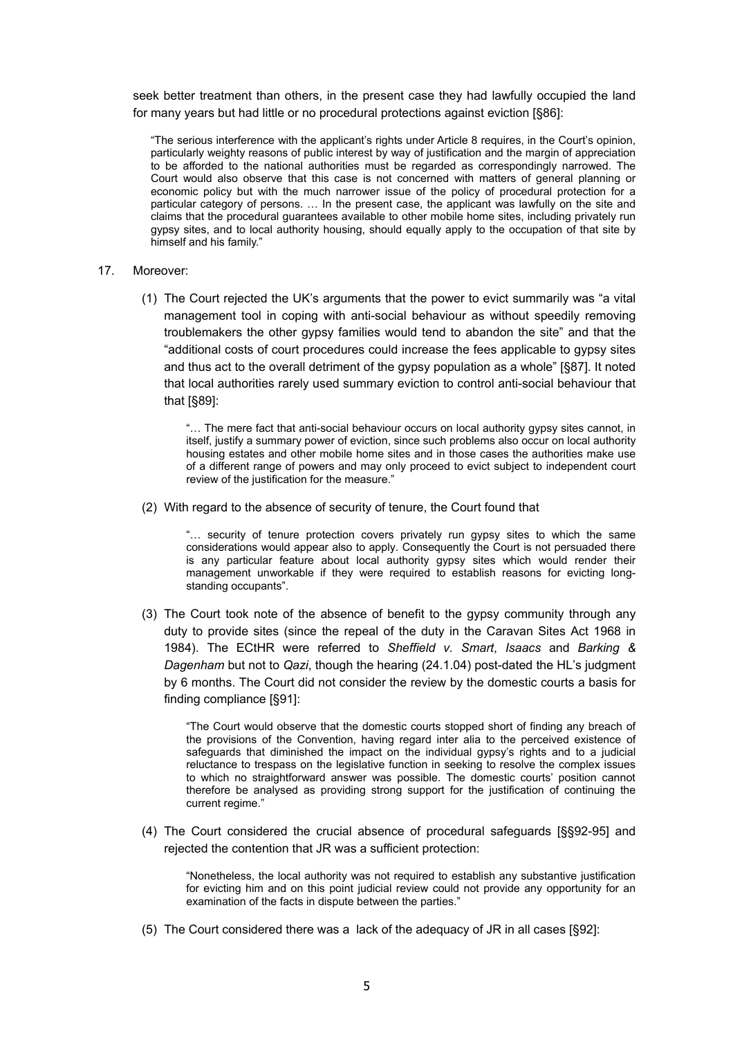seek better treatment than others, in the present case they had lawfully occupied the land for many years but had little or no procedural protections against eviction [§86]:

> "The serious interference with the applicant's rights under Article 8 requires, in the Court's opinion, particularly weighty reasons of public interest by way of justification and the margin of appreciation to be afforded to the national authorities must be regarded as correspondingly narrowed. The Court would also observe that this case is not concerned with matters of general planning or economic policy but with the much narrower issue of the policy of procedural protection for a particular category of persons. … In the present case, the applicant was lawfully on the site and claims that the procedural guarantees available to other mobile home sites, including privately run gypsy sites, and to local authority housing, should equally apply to the occupation of that site by himself and his family."

17. Moreover:

    (1) The Court rejected the UK's arguments that the power to evict summarily was "a vital management tool in coping with anti-social behaviour as without speedily removing troublemakers the other gypsy families would tend to abandon the site" and that the "additional costs of court procedures could increase the fees applicable to gypsy sites and thus act to the overall detriment of the gypsy population as a whole" [§87]. It noted that local authorities rarely used summary eviction to control anti-social behaviour that that [§89]:

    > "… The mere fact that anti-social behaviour occurs on local authority gypsy sites cannot, in itself, justify a summary power of eviction, since such problems also occur on local authority housing estates and other mobile home sites and in those cases the authorities make use of a different range of powers and may only proceed to evict subject to independent court review of the justification for the measure."

    (2) With regard to the absence of security of tenure, the Court found that

    > "… security of tenure protection covers privately run gypsy sites to which the same considerations would appear also to apply. Consequently the Court is not persuaded there is any particular feature about local authority gypsy sites which would render their management unworkable if they were required to establish reasons for evicting long-standing occupants".

    (3) The Court took note of the absence of benefit to the gypsy community through any duty to provide sites (since the repeal of the duty in the Caravan Sites Act 1968 in 1984). The ECtHR were referred to *Sheffield v. Smart*, *Isaacs* and *Barking & Dagenham* but not to *Qazi*, though the hearing (24.1.04) post-dated the HL's judgment by 6 months. The Court did not consider the review by the domestic courts a basis for finding compliance [§91]:

    > "The Court would observe that the domestic courts stopped short of finding any breach of the provisions of the Convention, having regard inter alia to the perceived existence of safeguards that diminished the impact on the individual gypsy's rights and to a judicial reluctance to trespass on the legislative function in seeking to resolve the complex issues to which no straightforward answer was possible. The domestic courts' position cannot therefore be analysed as providing strong support for the justification of continuing the current regime."

    (4) The Court considered the crucial absence of procedural safeguards [§§92-95] and rejected the contention that JR was a sufficient protection:

    > "Nonetheless, the local authority was not required to establish any substantive justification for evicting him and on this point judicial review could not provide any opportunity for an examination of the facts in dispute between the parties."

    (5) The Court considered there was a lack of the adequacy of JR in all cases [§92]: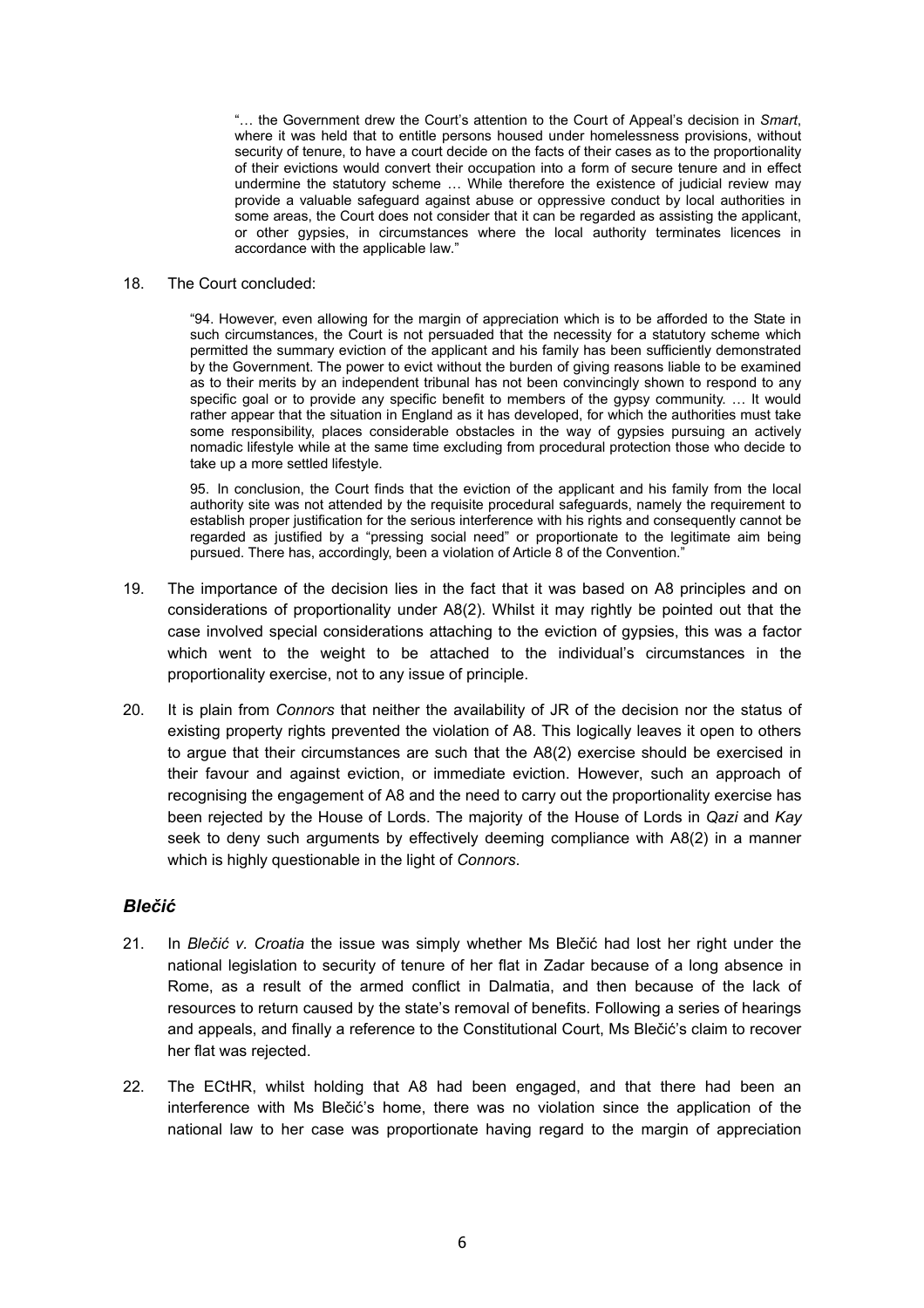> "… the Government drew the Court's attention to the Court of Appeal's decision in *Smart*, where it was held that to entitle persons housed under homelessness provisions, without security of tenure, to have a court decide on the facts of their cases as to the proportionality of their evictions would convert their occupation into a form of secure tenure and in effect undermine the statutory scheme … While therefore the existence of judicial review may provide a valuable safeguard against abuse or oppressive conduct by local authorities in some areas, the Court does not consider that it can be regarded as assisting the applicant, or other gypsies, in circumstances where the local authority terminates licences in accordance with the applicable law."

18. The Court concluded:

> "94. However, even allowing for the margin of appreciation which is to be afforded to the State in such circumstances, the Court is not persuaded that the necessity for a statutory scheme which permitted the summary eviction of the applicant and his family has been sufficiently demonstrated by the Government. The power to evict without the burden of giving reasons liable to be examined as to their merits by an independent tribunal has not been convincingly shown to respond to any specific goal or to provide any specific benefit to members of the gypsy community. … It would rather appear that the situation in England as it has developed, for which the authorities must take some responsibility, places considerable obstacles in the way of gypsies pursuing an actively nomadic lifestyle while at the same time excluding from procedural protection those who decide to take up a more settled lifestyle.
>
> 95. In conclusion, the Court finds that the eviction of the applicant and his family from the local authority site was not attended by the requisite procedural safeguards, namely the requirement to establish proper justification for the serious interference with his rights and consequently cannot be regarded as justified by a "pressing social need" or proportionate to the legitimate aim being pursued. There has, accordingly, been a violation of Article 8 of the Convention."

19. The importance of the decision lies in the fact that it was based on A8 principles and on considerations of proportionality under A8(2). Whilst it may rightly be pointed out that the case involved special considerations attaching to the eviction of gypsies, this was a factor which went to the weight to be attached to the individual's circumstances in the proportionality exercise, not to any issue of principle.

20. It is plain from *Connors* that neither the availability of JR of the decision nor the status of existing property rights prevented the violation of A8. This logically leaves it open to others to argue that their circumstances are such that the A8(2) exercise should be exercised in their favour and against eviction, or immediate eviction. However, such an approach of recognising the engagement of A8 and the need to carry out the proportionality exercise has been rejected by the House of Lords. The majority of the House of Lords in *Qazi* and *Kay* seek to deny such arguments by effectively deeming compliance with A8(2) in a manner which is highly questionable in the light of *Connors*.

## *Blečić*

21. In *Blečić v. Croatia* the issue was simply whether Ms Blečić had lost her right under the national legislation to security of tenure of her flat in Zadar because of a long absence in Rome, as a result of the armed conflict in Dalmatia, and then because of the lack of resources to return caused by the state's removal of benefits. Following a series of hearings and appeals, and finally a reference to the Constitutional Court, Ms Blečić's claim to recover her flat was rejected.

22. The ECtHR, whilst holding that A8 had been engaged, and that there had been an interference with Ms Blečić's home, there was no violation since the application of the national law to her case was proportionate having regard to the margin of appreciation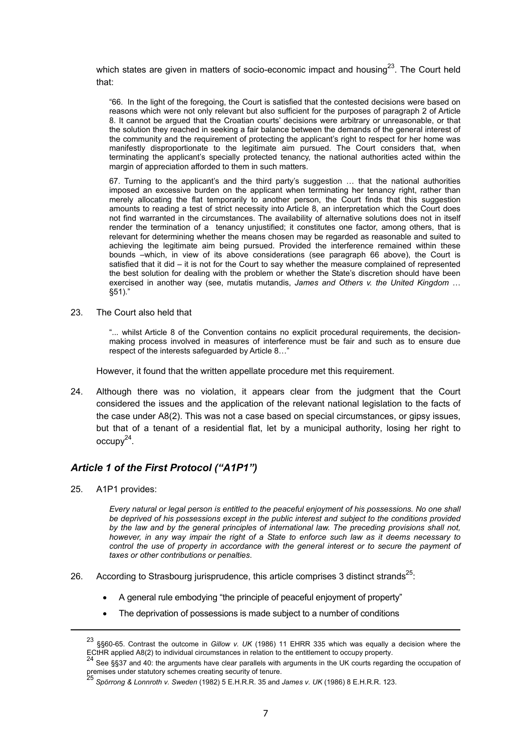which states are given in matters of socio-economic impact and housing[23]. The Court held that:

> "66. In the light of the foregoing, the Court is satisfied that the contested decisions were based on reasons which were not only relevant but also sufficient for the purposes of paragraph 2 of Article 8. It cannot be argued that the Croatian courts' decisions were arbitrary or unreasonable, or that the solution they reached in seeking a fair balance between the demands of the general interest of the community and the requirement of protecting the applicant's right to respect for her home was manifestly disproportionate to the legitimate aim pursued. The Court considers that, when terminating the applicant's specially protected tenancy, the national authorities acted within the margin of appreciation afforded to them in such matters.
>
> 67. Turning to the applicant's and the third party's suggestion … that the national authorities imposed an excessive burden on the applicant when terminating her tenancy right, rather than merely allocating the flat temporarily to another person, the Court finds that this suggestion amounts to reading a test of strict necessity into Article 8, an interpretation which the Court does not find warranted in the circumstances. The availability of alternative solutions does not in itself render the termination of a tenancy unjustified; it constitutes one factor, among others, that is relevant for determining whether the means chosen may be regarded as reasonable and suited to achieving the legitimate aim being pursued. Provided the interference remained within these bounds –which, in view of its above considerations (see paragraph 66 above), the Court is satisfied that it did – it is not for the Court to say whether the measure complained of represented the best solution for dealing with the problem or whether the State's discretion should have been exercised in another way (see, mutatis mutandis, *James and Others v. the United Kingdom* … §51)."

23. The Court also held that

> "... whilst Article 8 of the Convention contains no explicit procedural requirements, the decision-making process involved in measures of interference must be fair and such as to ensure due respect of the interests safeguarded by Article 8…"

However, it found that the written appellate procedure met this requirement.

24. Although there was no violation, it appears clear from the judgment that the Court considered the issues and the application of the relevant national legislation to the facts of the case under A8(2). This was not a case based on special circumstances, or gipsy issues, but that of a tenant of a residential flat, let by a municipal authority, losing her right to occupy[24].

## *Article 1 of the First Protocol ("A1P1")*

25. A1P1 provides:

> *Every natural or legal person is entitled to the peaceful enjoyment of his possessions. No one shall be deprived of his possessions except in the public interest and subject to the conditions provided by the law and by the general principles of international law. The preceding provisions shall not, however, in any way impair the right of a State to enforce such law as it deems necessary to control the use of property in accordance with the general interest or to secure the payment of taxes or other contributions or penalties.*

26. According to Strasbourg jurisprudence, this article comprises 3 distinct strands[25]:

- A general rule embodying "the principle of peaceful enjoyment of property"
- The deprivation of possessions is made subject to a number of conditions

---

[23] §§60-65. Contrast the outcome in *Gillow v. UK* (1986) 11 EHRR 335 which was equally a decision where the ECtHR applied A8(2) to individual circumstances in relation to the entitlement to occupy property.

[24] See §§37 and 40: the arguments have clear parallels with arguments in the UK courts regarding the occupation of premises under statutory schemes creating security of tenure.

[25] *Spörrong & Lonnroth v. Sweden* (1982) 5 E.H.R.R. 35 and *James v. UK* (1986) 8 E.H.R.R. 123.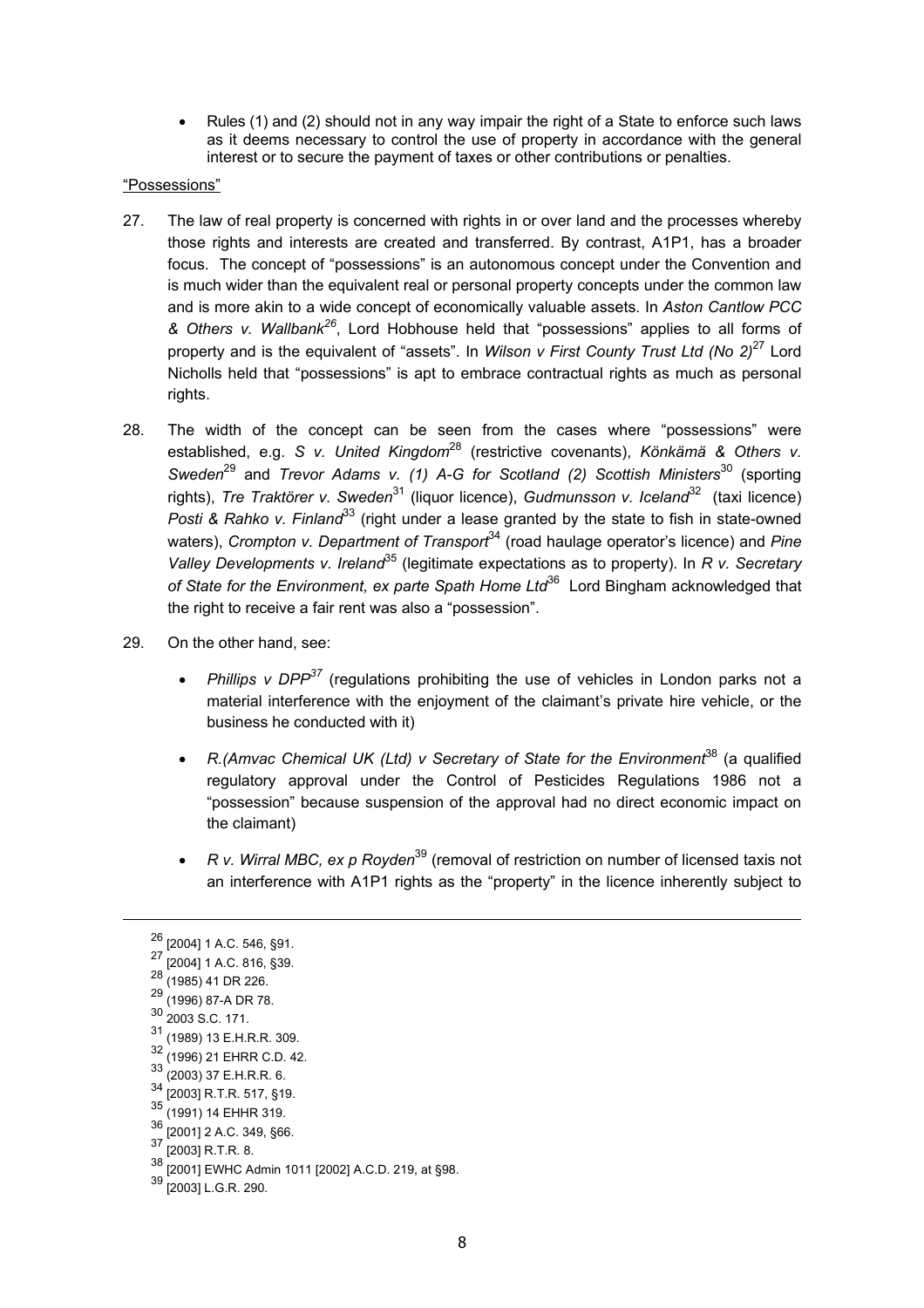- Rules (1) and (2) should not in any way impair the right of a State to enforce such laws as it deems necessary to control the use of property in accordance with the general interest or to secure the payment of taxes or other contributions or penalties.

"Possessions"

27. The law of real property is concerned with rights in or over land and the processes whereby those rights and interests are created and transferred. By contrast, A1P1, has a broader focus. The concept of "possessions" is an autonomous concept under the Convention and is much wider than the equivalent real or personal property concepts under the common law and is more akin to a wide concept of economically valuable assets. In *Aston Cantlow PCC & Others v. Wallbank*[26], Lord Hobhouse held that "possessions" applies to all forms of property and is the equivalent of "assets". In *Wilson v First County Trust Ltd (No 2)*[27] Lord Nicholls held that "possessions" is apt to embrace contractual rights as much as personal rights.

28. The width of the concept can be seen from the cases where "possessions" were established, e.g. *S v. United Kingdom*[28] (restrictive covenants), *Könkämä & Others v. Sweden*[29] and *Trevor Adams v. (1) A-G for Scotland (2) Scottish Ministers*[30] (sporting rights), *Tre Traktörer v. Sweden*[31] (liquor licence), *Gudmunsson v. Iceland*[32] (taxi licence) *Posti & Rahko v. Finland*[33] (right under a lease granted by the state to fish in state-owned waters), *Crompton v. Department of Transport*[34] (road haulage operator's licence) and *Pine Valley Developments v. Ireland*[35] (legitimate expectations as to property). In *R v. Secretary of State for the Environment, ex parte Spath Home Ltd*[36] Lord Bingham acknowledged that the right to receive a fair rent was also a "possession".

29. On the other hand, see:

    - *Phillips v DPP*[37] (regulations prohibiting the use of vehicles in London parks not a material interference with the enjoyment of the claimant's private hire vehicle, or the business he conducted with it)

    - *R.(Amvac Chemical UK (Ltd) v Secretary of State for the Environment*[38] (a qualified regulatory approval under the Control of Pesticides Regulations 1986 not a "possession" because suspension of the approval had no direct economic impact on the claimant)

    - *R v. Wirral MBC, ex p Royden*[39] (removal of restriction on number of licensed taxis not an interference with A1P1 rights as the "property" in the licence inherently subject to

---

[26] [2004] 1 A.C. 546, §91.
[27] [2004] 1 A.C. 816, §39.
[28] (1985) 41 DR 226.
[29] (1996) 87-A DR 78.
[30] 2003 S.C. 171.
[31] (1989) 13 E.H.R.R. 309.
[32] (1996) 21 EHRR C.D. 42.
[33] (2003) 37 E.H.R.R. 6.
[34] [2003] R.T.R. 517, §19.
[35] (1991) 14 EHHR 319.
[36] [2001] 2 A.C. 349, §66.
[37] [2003] R.T.R. 8.
[38] [2001] EWHC Admin 1011 [2002] A.C.D. 219, at §98.
[39] [2003] L.G.R. 290.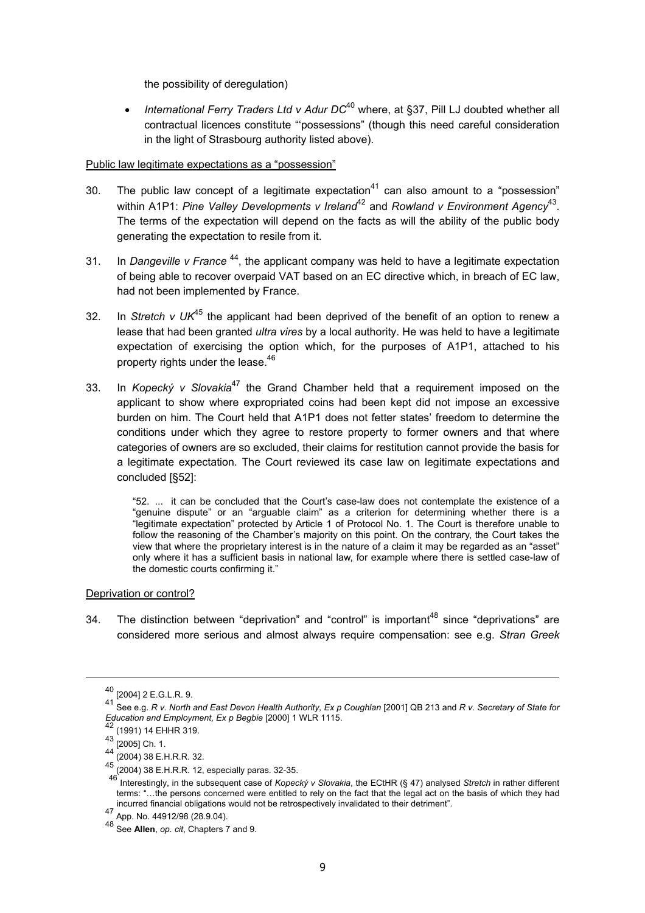the possibility of deregulation)

- *International Ferry Traders Ltd v Adur DC*[40] where, at §37, Pill LJ doubted whether all contractual licences constitute "'possessions" (though this need careful consideration in the light of Strasbourg authority listed above).

Public law legitimate expectations as a "possession"

30. The public law concept of a legitimate expectation[41] can also amount to a "possession" within A1P1: *Pine Valley Developments v Ireland*[42] and *Rowland v Environment Agency*[43]. The terms of the expectation will depend on the facts as will the ability of the public body generating the expectation to resile from it.

31. In *Dangeville v France* [44], the applicant company was held to have a legitimate expectation of being able to recover overpaid VAT based on an EC directive which, in breach of EC law, had not been implemented by France.

32. In *Stretch v UK*[45] the applicant had been deprived of the benefit of an option to renew a lease that had been granted *ultra vires* by a local authority. He was held to have a legitimate expectation of exercising the option which, for the purposes of A1P1, attached to his property rights under the lease.[46]

33. In *Kopecký v Slovakia*[47] the Grand Chamber held that a requirement imposed on the applicant to show where expropriated coins had been kept did not impose an excessive burden on him. The Court held that A1P1 does not fetter states' freedom to determine the conditions under which they agree to restore property to former owners and that where categories of owners are so excluded, their claims for restitution cannot provide the basis for a legitimate expectation. The Court reviewed its case law on legitimate expectations and concluded [§52]:

> "52. ... it can be concluded that the Court's case-law does not contemplate the existence of a "genuine dispute" or an "arguable claim" as a criterion for determining whether there is a "legitimate expectation" protected by Article 1 of Protocol No. 1. The Court is therefore unable to follow the reasoning of the Chamber's majority on this point. On the contrary, the Court takes the view that where the proprietary interest is in the nature of a claim it may be regarded as an "asset" only where it has a sufficient basis in national law, for example where there is settled case-law of the domestic courts confirming it."

Deprivation or control?

34. The distinction between "deprivation" and "control" is important[48] since "deprivations" are considered more serious and almost always require compensation: see e.g. *Stran Greek*

---

[40] [2004] 2 E.G.L.R. 9.

[41] See e.g. *R v. North and East Devon Health Authority, Ex p Coughlan* [2001] QB 213 and *R v. Secretary of State for Education and Employment, Ex p Begbie* [2000] 1 WLR 1115.

[42] (1991) 14 EHHR 319.

[43] [2005] Ch. 1.

[44] (2004) 38 E.H.R.R. 32.

[45] (2004) 38 E.H.R.R. 12, especially paras. 32-35.

[46] Interestingly, in the subsequent case of *Kopecký v Slovakia*, the ECtHR (§ 47) analysed *Stretch* in rather different terms: "…the persons concerned were entitled to rely on the fact that the legal act on the basis of which they had incurred financial obligations would not be retrospectively invalidated to their detriment".

[47] App. No. 44912/98 (28.9.04).

[48] See **Allen**, *op. cit*, Chapters 7 and 9.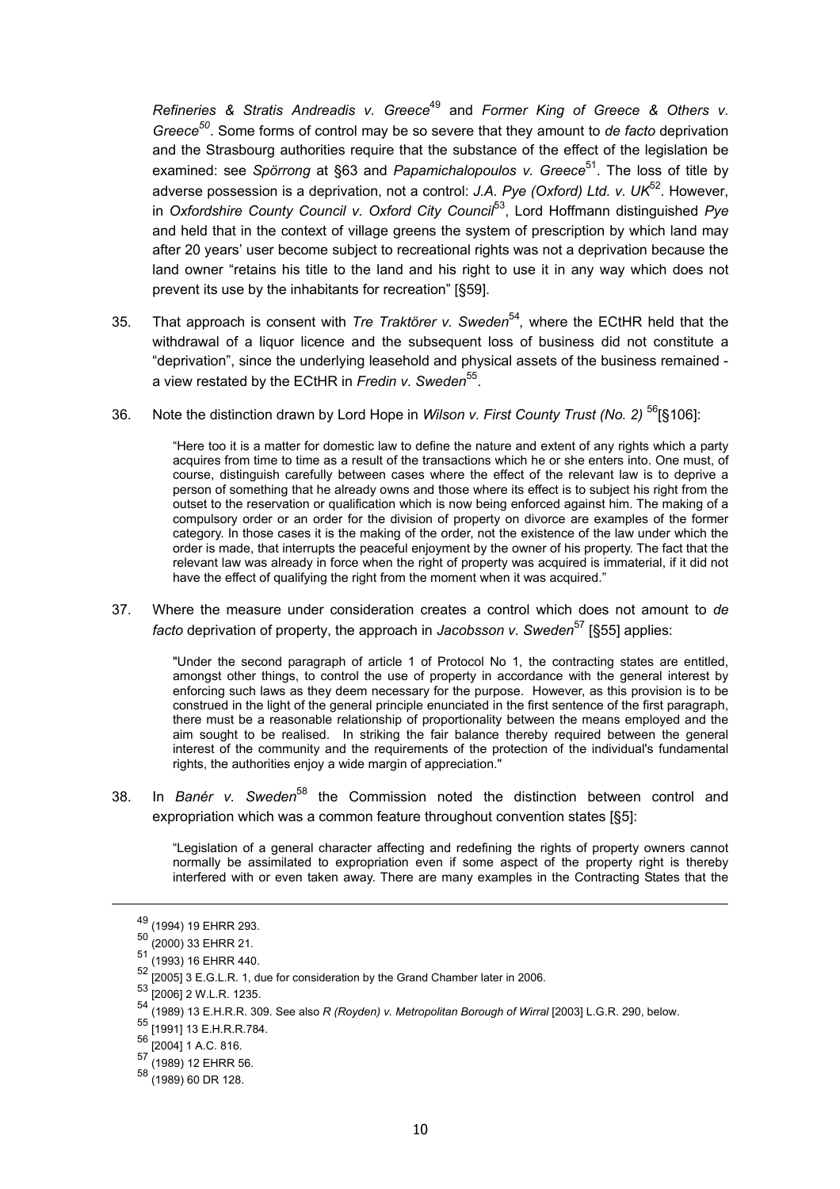*Refineries & Stratis Andreadis v. Greece*[49] and *Former King of Greece & Others v. Greece*[50]. Some forms of control may be so severe that they amount to *de facto* deprivation and the Strasbourg authorities require that the substance of the effect of the legislation be examined: see *Spörrong* at §63 and *Papamichalopoulos v. Greece*[51]. The loss of title by adverse possession is a deprivation, not a control: *J.A. Pye (Oxford) Ltd. v. UK*[52]. However, in *Oxfordshire County Council v. Oxford City Council*[53], Lord Hoffmann distinguished *Pye* and held that in the context of village greens the system of prescription by which land may after 20 years' user become subject to recreational rights was not a deprivation because the land owner "retains his title to the land and his right to use it in any way which does not prevent its use by the inhabitants for recreation" [§59].

35. That approach is consent with *Tre Traktörer v. Sweden*[54]*,* where the ECtHR held that the withdrawal of a liquor licence and the subsequent loss of business did not constitute a "deprivation", since the underlying leasehold and physical assets of the business remained - a view restated by the ECtHR in *Fredin v. Sweden*[55].

36. Note the distinction drawn by Lord Hope in *Wilson v. First County Trust (No. 2)* [56][§106]:

> "Here too it is a matter for domestic law to define the nature and extent of any rights which a party acquires from time to time as a result of the transactions which he or she enters into. One must, of course, distinguish carefully between cases where the effect of the relevant law is to deprive a person of something that he already owns and those where its effect is to subject his right from the outset to the reservation or qualification which is now being enforced against him. The making of a compulsory order or an order for the division of property on divorce are examples of the former category. In those cases it is the making of the order, not the existence of the law under which the order is made, that interrupts the peaceful enjoyment by the owner of his property. The fact that the relevant law was already in force when the right of property was acquired is immaterial, if it did not have the effect of qualifying the right from the moment when it was acquired."

37. Where the measure under consideration creates a control which does not amount to *de facto* deprivation of property, the approach in *Jacobsson v. Sweden*[57] [§55] applies:

> "Under the second paragraph of article 1 of Protocol No 1, the contracting states are entitled, amongst other things, to control the use of property in accordance with the general interest by enforcing such laws as they deem necessary for the purpose. However, as this provision is to be construed in the light of the general principle enunciated in the first sentence of the first paragraph, there must be a reasonable relationship of proportionality between the means employed and the aim sought to be realised. In striking the fair balance thereby required between the general interest of the community and the requirements of the protection of the individual's fundamental rights, the authorities enjoy a wide margin of appreciation."

38. In *Banér v. Sweden*[58] the Commission noted the distinction between control and expropriation which was a common feature throughout convention states [§5]:

> "Legislation of a general character affecting and redefining the rights of property owners cannot normally be assimilated to expropriation even if some aspect of the property right is thereby interfered with or even taken away. There are many examples in the Contracting States that the

---

[49] (1994) 19 EHRR 293.

[50] (2000) 33 EHRR 21.

[51] (1993) 16 EHRR 440.

[52] [2005] 3 E.G.L.R. 1, due for consideration by the Grand Chamber later in 2006.

[53] [2006] 2 W.L.R. 1235.

[54] (1989) 13 E.H.R.R. 309. See also *R (Royden) v. Metropolitan Borough of Wirral* [2003] L.G.R. 290, below.

[55] [1991] 13 E.H.R.R.784.

[56] [2004] 1 A.C. 816.

[57] (1989) 12 EHRR 56.

[58] (1989) 60 DR 128.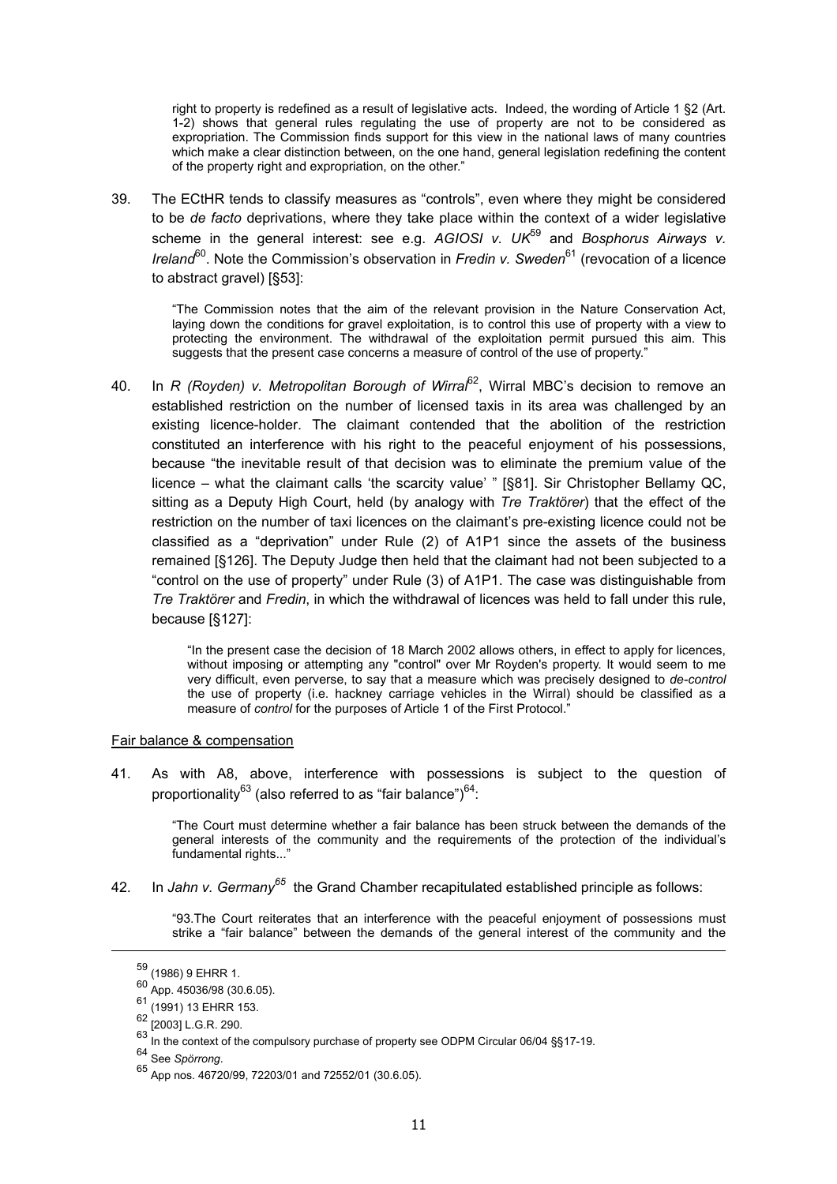> right to property is redefined as a result of legislative acts. Indeed, the wording of Article 1 §2 (Art. 1-2) shows that general rules regulating the use of property are not to be considered as expropriation. The Commission finds support for this view in the national laws of many countries which make a clear distinction between, on the one hand, general legislation redefining the content of the property right and expropriation, on the other."

39. The ECtHR tends to classify measures as "controls", even where they might be considered to be *de facto* deprivations, where they take place within the context of a wider legislative scheme in the general interest: see e.g. *AGIOSI v. UK*[59] and *Bosphorus Airways v. Ireland*[60]. Note the Commission's observation in *Fredin v. Sweden*[61] (revocation of a licence to abstract gravel) [§53]:

> "The Commission notes that the aim of the relevant provision in the Nature Conservation Act, laying down the conditions for gravel exploitation, is to control this use of property with a view to protecting the environment. The withdrawal of the exploitation permit pursued this aim. This suggests that the present case concerns a measure of control of the use of property."

40. In *R (Royden) v. Metropolitan Borough of Wirral*[62], Wirral MBC's decision to remove an established restriction on the number of licensed taxis in its area was challenged by an existing licence-holder. The claimant contended that the abolition of the restriction constituted an interference with his right to the peaceful enjoyment of his possessions, because "the inevitable result of that decision was to eliminate the premium value of the licence – what the claimant calls 'the scarcity value' " [§81]. Sir Christopher Bellamy QC, sitting as a Deputy High Court, held (by analogy with *Tre Traktörer*) that the effect of the restriction on the number of taxi licences on the claimant's pre-existing licence could not be classified as a "deprivation" under Rule (2) of A1P1 since the assets of the business remained [§126]. The Deputy Judge then held that the claimant had not been subjected to a "control on the use of property" under Rule (3) of A1P1. The case was distinguishable from *Tre Traktörer* and *Fredin*, in which the withdrawal of licences was held to fall under this rule, because [§127]:

> "In the present case the decision of 18 March 2002 allows others, in effect to apply for licences, without imposing or attempting any "control" over Mr Royden's property. It would seem to me very difficult, even perverse, to say that a measure which was precisely designed to *de-control* the use of property (i.e. hackney carriage vehicles in the Wirral) should be classified as a measure of *control* for the purposes of Article 1 of the First Protocol."

<u>Fair balance & compensation</u>

41. As with A8, above, interference with possessions is subject to the question of proportionality[63] (also referred to as "fair balance")[64]:

> "The Court must determine whether a fair balance has been struck between the demands of the general interests of the community and the requirements of the protection of the individual's fundamental rights..."

42. In *Jahn v. Germany*[65] the Grand Chamber recapitulated established principle as follows:

> "93.The Court reiterates that an interference with the peaceful enjoyment of possessions must strike a "fair balance" between the demands of the general interest of the community and the

---

[59] (1986) 9 EHRR 1.

[60] App. 45036/98 (30.6.05).

[61] (1991) 13 EHRR 153.

[62] [2003] L.G.R. 290.

[63] In the context of the compulsory purchase of property see ODPM Circular 06/04 §§17-19.

[64] See *Spörrong*.

[65] App nos. 46720/99, 72203/01 and 72552/01 (30.6.05).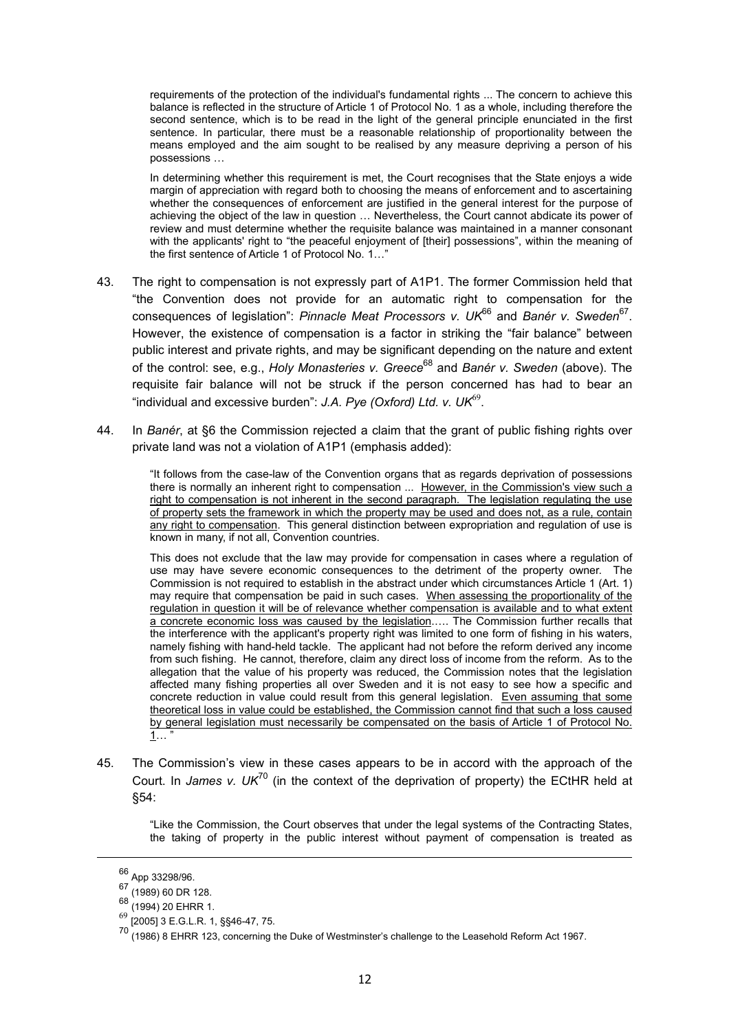> requirements of the protection of the individual's fundamental rights ... The concern to achieve this balance is reflected in the structure of Article 1 of Protocol No. 1 as a whole, including therefore the second sentence, which is to be read in the light of the general principle enunciated in the first sentence. In particular, there must be a reasonable relationship of proportionality between the means employed and the aim sought to be realised by any measure depriving a person of his possessions …
>
> In determining whether this requirement is met, the Court recognises that the State enjoys a wide margin of appreciation with regard both to choosing the means of enforcement and to ascertaining whether the consequences of enforcement are justified in the general interest for the purpose of achieving the object of the law in question … Nevertheless, the Court cannot abdicate its power of review and must determine whether the requisite balance was maintained in a manner consonant with the applicants' right to "the peaceful enjoyment of [their] possessions", within the meaning of the first sentence of Article 1 of Protocol No. 1…"

43. The right to compensation is not expressly part of A1P1. The former Commission held that "the Convention does not provide for an automatic right to compensation for the consequences of legislation": *Pinnacle Meat Processors v. UK*[66] and *Banér v. Sweden*[67]. However, the existence of compensation is a factor in striking the "fair balance" between public interest and private rights, and may be significant depending on the nature and extent of the control: see, e.g., *Holy Monasteries v. Greece*[68] and *Banér v. Sweden* (above). The requisite fair balance will not be struck if the person concerned has had to bear an "individual and excessive burden": *J.A. Pye (Oxford) Ltd. v. UK*[69].

44. In *Banér*, at §6 the Commission rejected a claim that the grant of public fishing rights over private land was not a violation of A1P1 (emphasis added):

> "It follows from the case-law of the Convention organs that as regards deprivation of possessions there is normally an inherent right to compensation ... <u>However, in the Commission's view such a right to compensation is not inherent in the second paragraph. The legislation regulating the use of property sets the framework in which the property may be used and does not, as a rule, contain any right to compensation</u>. This general distinction between expropriation and regulation of use is known in many, if not all, Convention countries.
>
> This does not exclude that the law may provide for compensation in cases where a regulation of use may have severe economic consequences to the detriment of the property owner. The Commission is not required to establish in the abstract under which circumstances Article 1 (Art. 1) may require that compensation be paid in such cases. <u>When assessing the proportionality of the regulation in question it will be of relevance whether compensation is available and to what extent a concrete economic loss was caused by the legislation</u>….. The Commission further recalls that the interference with the applicant's property right was limited to one form of fishing in his waters, namely fishing with hand-held tackle. The applicant had not before the reform derived any income from such fishing. He cannot, therefore, claim any direct loss of income from the reform. As to the allegation that the value of his property was reduced, the Commission notes that the legislation affected many fishing properties all over Sweden and it is not easy to see how a specific and concrete reduction in value could result from this general legislation. <u>Even assuming that some theoretical loss in value could be established, the Commission cannot find that such a loss caused by general legislation must necessarily be compensated on the basis of Article 1 of Protocol No. 1</u>… "

45. The Commission's view in these cases appears to be in accord with the approach of the Court. In *James v. UK*[70] (in the context of the deprivation of property) the ECtHR held at §54:

> "Like the Commission, the Court observes that under the legal systems of the Contracting States, the taking of property in the public interest without payment of compensation is treated as

---

[66] App 33298/96.

[67] (1989) 60 DR 128.

[68] (1994) 20 EHRR 1.

[69] [2005] 3 E.G.L.R. 1, §§46-47, 75.

[70] (1986) 8 EHRR 123, concerning the Duke of Westminster's challenge to the Leasehold Reform Act 1967.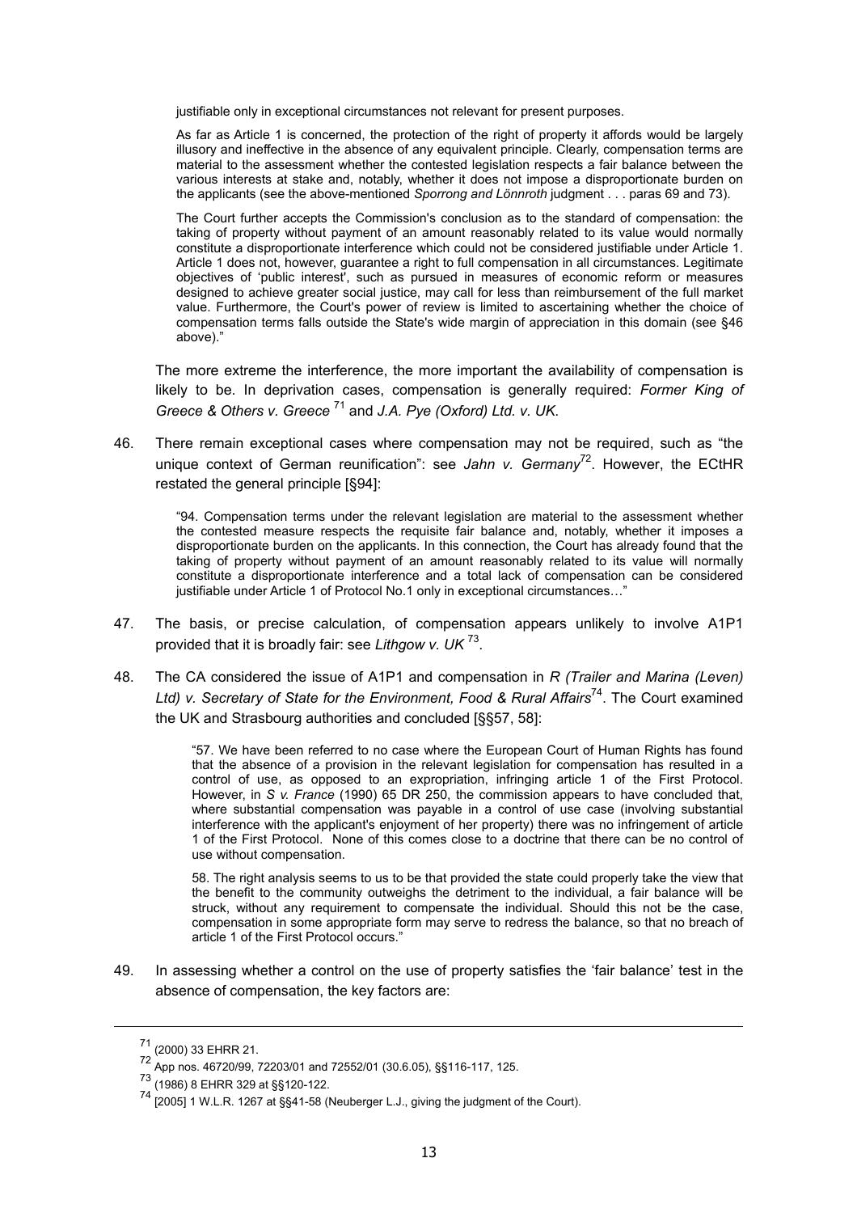> justifiable only in exceptional circumstances not relevant for present purposes.
>
> As far as Article 1 is concerned, the protection of the right of property it affords would be largely illusory and ineffective in the absence of any equivalent principle. Clearly, compensation terms are material to the assessment whether the contested legislation respects a fair balance between the various interests at stake and, notably, whether it does not impose a disproportionate burden on the applicants (see the above-mentioned *Sporrong and Lönnroth* judgment . . . paras 69 and 73).
>
> The Court further accepts the Commission's conclusion as to the standard of compensation: the taking of property without payment of an amount reasonably related to its value would normally constitute a disproportionate interference which could not be considered justifiable under Article 1. Article 1 does not, however, guarantee a right to full compensation in all circumstances. Legitimate objectives of 'public interest', such as pursued in measures of economic reform or measures designed to achieve greater social justice, may call for less than reimbursement of the full market value. Furthermore, the Court's power of review is limited to ascertaining whether the choice of compensation terms falls outside the State's wide margin of appreciation in this domain (see §46 above)."

The more extreme the interference, the more important the availability of compensation is likely to be. In deprivation cases, compensation is generally required: *Former King of Greece & Others v. Greece* [71] and *J.A. Pye (Oxford) Ltd. v. UK*.

46. There remain exceptional cases where compensation may not be required, such as "the unique context of German reunification": see *Jahn v. Germany*[72]. However, the ECtHR restated the general principle [§94]:

> "94. Compensation terms under the relevant legislation are material to the assessment whether the contested measure respects the requisite fair balance and, notably, whether it imposes a disproportionate burden on the applicants. In this connection, the Court has already found that the taking of property without payment of an amount reasonably related to its value will normally constitute a disproportionate interference and a total lack of compensation can be considered justifiable under Article 1 of Protocol No.1 only in exceptional circumstances…"

47. The basis, or precise calculation, of compensation appears unlikely to involve A1P1 provided that it is broadly fair: see *Lithgow v. UK* [73].

48. The CA considered the issue of A1P1 and compensation in *R (Trailer and Marina (Leven) Ltd) v. Secretary of State for the Environment, Food & Rural Affairs*[74]. The Court examined the UK and Strasbourg authorities and concluded [§§57, 58]:

> "57. We have been referred to no case where the European Court of Human Rights has found that the absence of a provision in the relevant legislation for compensation has resulted in a control of use, as opposed to an expropriation, infringing article 1 of the First Protocol. However, in *S v. France* (1990) 65 DR 250, the commission appears to have concluded that, where substantial compensation was payable in a control of use case (involving substantial interference with the applicant's enjoyment of her property) there was no infringement of article 1 of the First Protocol. None of this comes close to a doctrine that there can be no control of use without compensation.
>
> 58. The right analysis seems to us to be that provided the state could properly take the view that the benefit to the community outweighs the detriment to the individual, a fair balance will be struck, without any requirement to compensate the individual. Should this not be the case, compensation in some appropriate form may serve to redress the balance, so that no breach of article 1 of the First Protocol occurs."

49. In assessing whether a control on the use of property satisfies the 'fair balance' test in the absence of compensation, the key factors are:

---

[71] (2000) 33 EHRR 21.

[72] App nos. 46720/99, 72203/01 and 72552/01 (30.6.05), §§116-117, 125.

[73] (1986) 8 EHRR 329 at §§120-122.

[74] [2005] 1 W.L.R. 1267 at §§41-58 (Neuberger L.J., giving the judgment of the Court).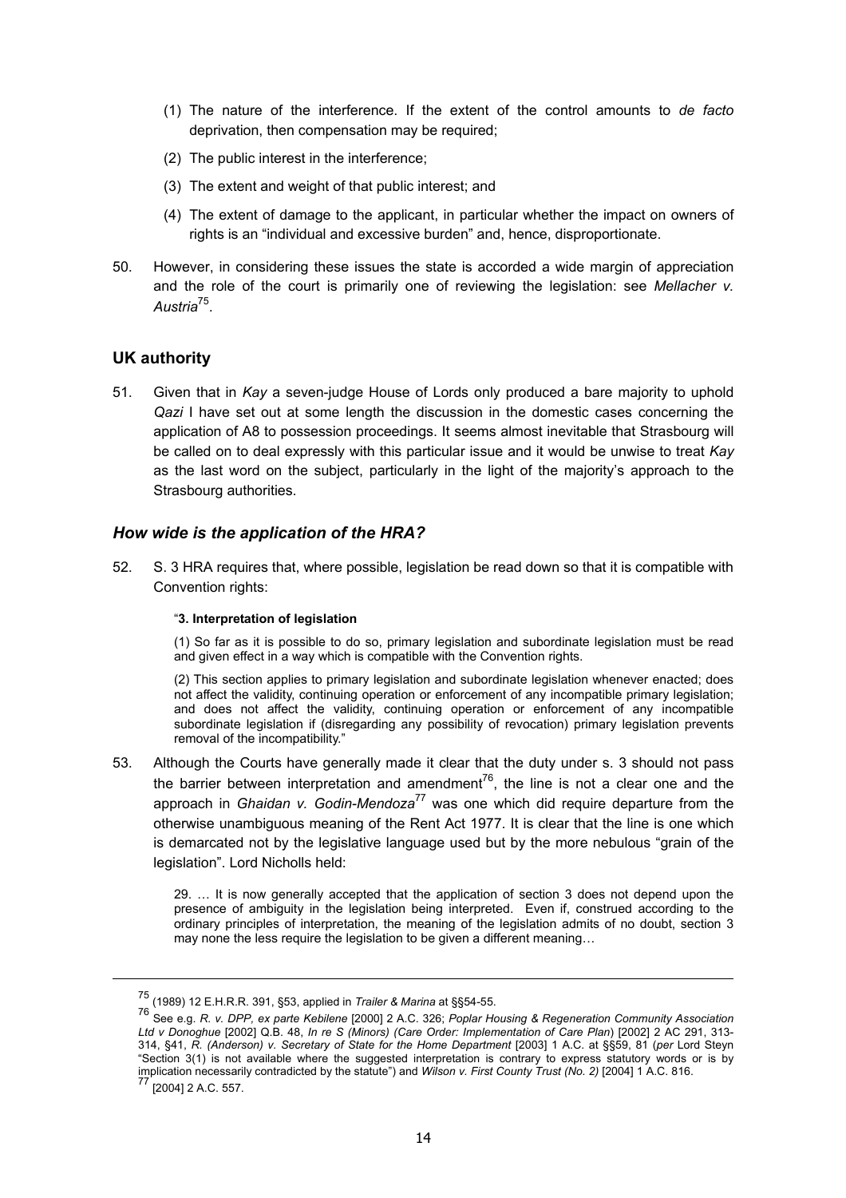(1) The nature of the interference. If the extent of the control amounts to *de facto* deprivation, then compensation may be required;

(2) The public interest in the interference;

(3) The extent and weight of that public interest; and

(4) The extent of damage to the applicant, in particular whether the impact on owners of rights is an "individual and excessive burden" and, hence, disproportionate.

50. However, in considering these issues the state is accorded a wide margin of appreciation and the role of the court is primarily one of reviewing the legislation: see *Mellacher v. Austria*[75].

## UK authority

51. Given that in *Kay* a seven-judge House of Lords only produced a bare majority to uphold *Qazi* I have set out at some length the discussion in the domestic cases concerning the application of A8 to possession proceedings. It seems almost inevitable that Strasbourg will be called on to deal expressly with this particular issue and it would be unwise to treat *Kay* as the last word on the subject, particularly in the light of the majority's approach to the Strasbourg authorities.

### *How wide is the application of the HRA?*

52. S. 3 HRA requires that, where possible, legislation be read down so that it is compatible with Convention rights:

> "**3. Interpretation of legislation**
>
> (1) So far as it is possible to do so, primary legislation and subordinate legislation must be read and given effect in a way which is compatible with the Convention rights.
>
> (2) This section applies to primary legislation and subordinate legislation whenever enacted; does not affect the validity, continuing operation or enforcement of any incompatible primary legislation; and does not affect the validity, continuing operation or enforcement of any incompatible subordinate legislation if (disregarding any possibility of revocation) primary legislation prevents removal of the incompatibility."

53. Although the Courts have generally made it clear that the duty under s. 3 should not pass the barrier between interpretation and amendment[76], the line is not a clear one and the approach in *Ghaidan v. Godin-Mendoza*[77] was one which did require departure from the otherwise unambiguous meaning of the Rent Act 1977. It is clear that the line is one which is demarcated not by the legislative language used but by the more nebulous "grain of the legislation". Lord Nicholls held:

> 29. … It is now generally accepted that the application of section 3 does not depend upon the presence of ambiguity in the legislation being interpreted. Even if, construed according to the ordinary principles of interpretation, the meaning of the legislation admits of no doubt, section 3 may none the less require the legislation to be given a different meaning…

---

[75] (1989) 12 E.H.R.R. 391, §53, applied in *Trailer & Marina* at §§54-55.

[76] See e.g. *R. v. DPP, ex parte Kebilene* [2000] 2 A.C. 326; *Poplar Housing & Regeneration Community Association Ltd v Donoghue* [2002] Q.B. 48, *In re S (Minors) (Care Order: Implementation of Care Plan*) [2002] 2 AC 291, 313-314, §41, *R. (Anderson) v. Secretary of State for the Home Department* [2003] 1 A.C. at §§59, 81 (*per* Lord Steyn "Section 3(1) is not available where the suggested interpretation is contrary to express statutory words or is by implication necessarily contradicted by the statute") and *Wilson v. First County Trust (No. 2)* [2004] 1 A.C. 816.

[77] [2004] 2 A.C. 557.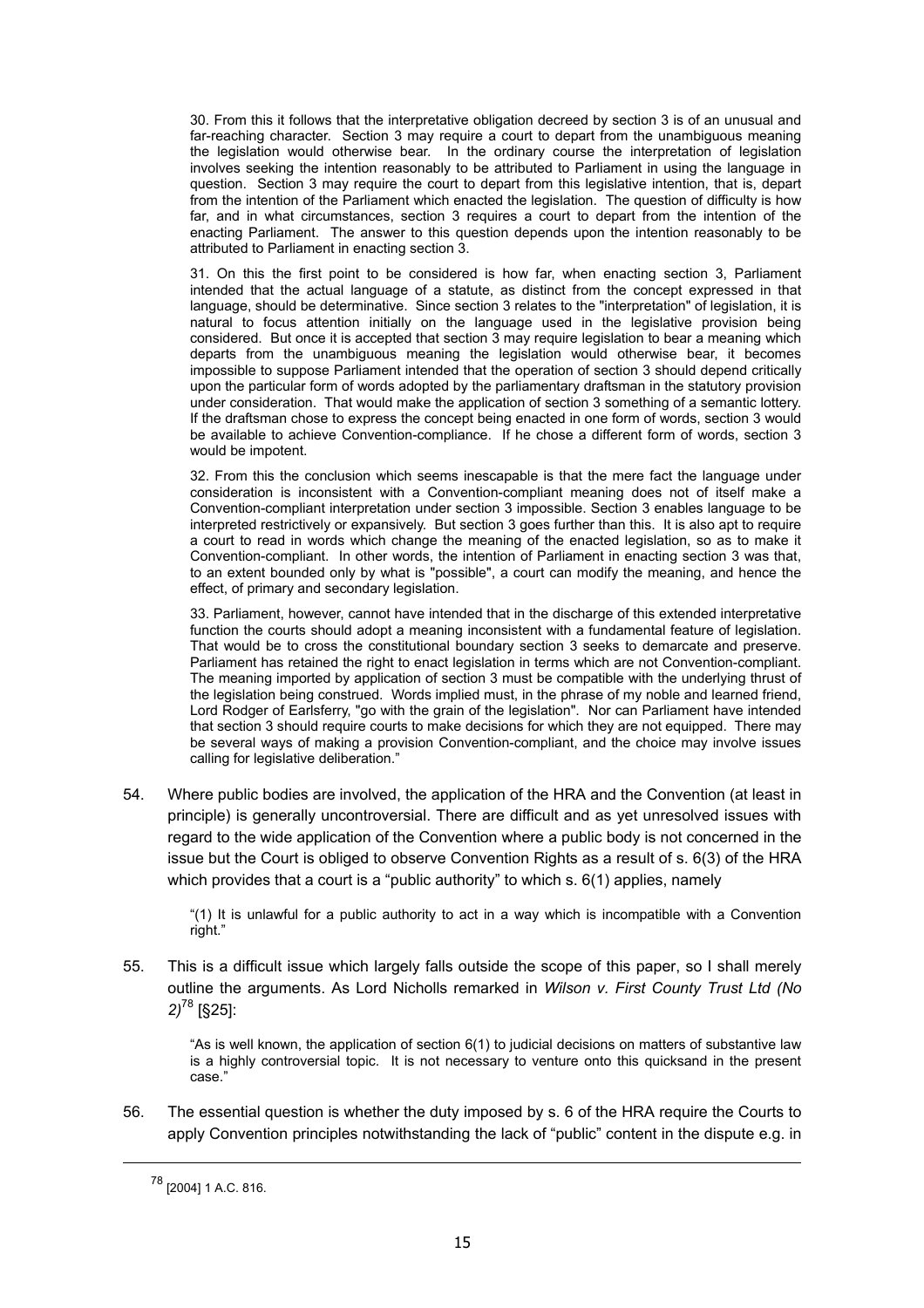> 30. From this it follows that the interpretative obligation decreed by section 3 is of an unusual and far-reaching character. Section 3 may require a court to depart from the unambiguous meaning the legislation would otherwise bear. In the ordinary course the interpretation of legislation involves seeking the intention reasonably to be attributed to Parliament in using the language in question. Section 3 may require the court to depart from this legislative intention, that is, depart from the intention of the Parliament which enacted the legislation. The question of difficulty is how far, and in what circumstances, section 3 requires a court to depart from the intention of the enacting Parliament. The answer to this question depends upon the intention reasonably to be attributed to Parliament in enacting section 3.
>
> 31. On this the first point to be considered is how far, when enacting section 3, Parliament intended that the actual language of a statute, as distinct from the concept expressed in that language, should be determinative. Since section 3 relates to the "interpretation" of legislation, it is natural to focus attention initially on the language used in the legislative provision being considered. But once it is accepted that section 3 may require legislation to bear a meaning which departs from the unambiguous meaning the legislation would otherwise bear, it becomes impossible to suppose Parliament intended that the operation of section 3 should depend critically upon the particular form of words adopted by the parliamentary draftsman in the statutory provision under consideration. That would make the application of section 3 something of a semantic lottery. If the draftsman chose to express the concept being enacted in one form of words, section 3 would be available to achieve Convention-compliance. If he chose a different form of words, section 3 would be impotent.
>
> 32. From this the conclusion which seems inescapable is that the mere fact the language under consideration is inconsistent with a Convention-compliant meaning does not of itself make a Convention-compliant interpretation under section 3 impossible. Section 3 enables language to be interpreted restrictively or expansively. But section 3 goes further than this. It is also apt to require a court to read in words which change the meaning of the enacted legislation, so as to make it Convention-compliant. In other words, the intention of Parliament in enacting section 3 was that, to an extent bounded only by what is "possible", a court can modify the meaning, and hence the effect, of primary and secondary legislation.
>
> 33. Parliament, however, cannot have intended that in the discharge of this extended interpretative function the courts should adopt a meaning inconsistent with a fundamental feature of legislation. That would be to cross the constitutional boundary section 3 seeks to demarcate and preserve. Parliament has retained the right to enact legislation in terms which are not Convention-compliant. The meaning imported by application of section 3 must be compatible with the underlying thrust of the legislation being construed. Words implied must, in the phrase of my noble and learned friend, Lord Rodger of Earlsferry, "go with the grain of the legislation". Nor can Parliament have intended that section 3 should require courts to make decisions for which they are not equipped. There may be several ways of making a provision Convention-compliant, and the choice may involve issues calling for legislative deliberation."

54. Where public bodies are involved, the application of the HRA and the Convention (at least in principle) is generally uncontroversial. There are difficult and as yet unresolved issues with regard to the wide application of the Convention where a public body is not concerned in the issue but the Court is obliged to observe Convention Rights as a result of s. 6(3) of the HRA which provides that a court is a "public authority" to which s. 6(1) applies, namely

> "(1) It is unlawful for a public authority to act in a way which is incompatible with a Convention right."

55. This is a difficult issue which largely falls outside the scope of this paper, so I shall merely outline the arguments. As Lord Nicholls remarked in *Wilson v. First County Trust Ltd (No 2)*[78] [§25]:

> "As is well known, the application of section 6(1) to judicial decisions on matters of substantive law is a highly controversial topic. It is not necessary to venture onto this quicksand in the present case."

56. The essential question is whether the duty imposed by s. 6 of the HRA require the Courts to apply Convention principles notwithstanding the lack of "public" content in the dispute e.g. in

---

[78] [2004] 1 A.C. 816.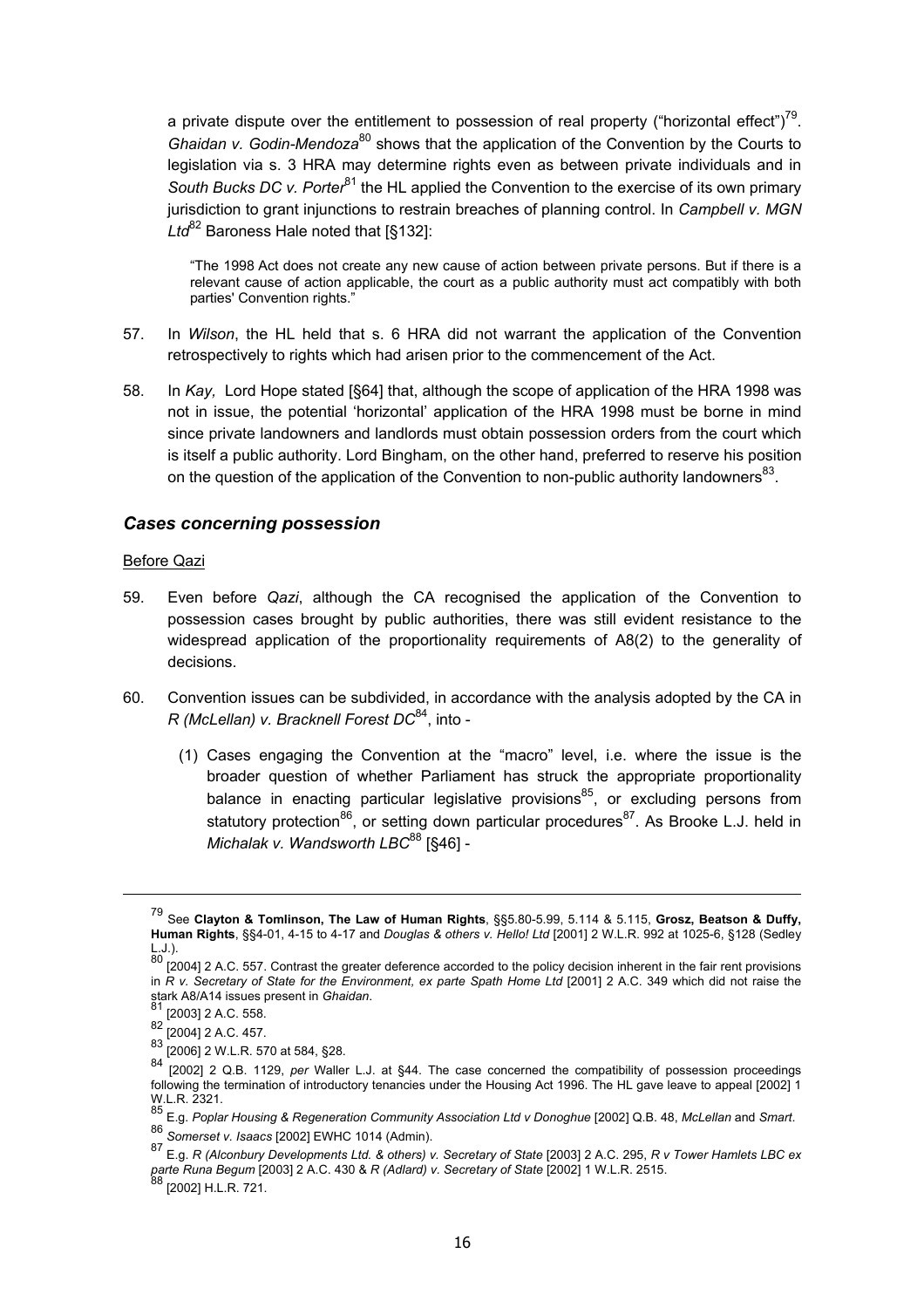a private dispute over the entitlement to possession of real property ("horizontal effect")[79]. *Ghaidan v. Godin-Mendoza*[80] shows that the application of the Convention by the Courts to legislation via s. 3 HRA may determine rights even as between private individuals and in *South Bucks DC v. Porter*[81] the HL applied the Convention to the exercise of its own primary jurisdiction to grant injunctions to restrain breaches of planning control. In *Campbell v. MGN Ltd*[82] Baroness Hale noted that [§132]:

> "The 1998 Act does not create any new cause of action between private persons. But if there is a relevant cause of action applicable, the court as a public authority must act compatibly with both parties' Convention rights."

57. In *Wilson*, the HL held that s. 6 HRA did not warrant the application of the Convention retrospectively to rights which had arisen prior to the commencement of the Act.

58. In *Kay,* Lord Hope stated [§64] that, although the scope of application of the HRA 1998 was not in issue, the potential 'horizontal' application of the HRA 1998 must be borne in mind since private landowners and landlords must obtain possession orders from the court which is itself a public authority. Lord Bingham, on the other hand, preferred to reserve his position on the question of the application of the Convention to non-public authority landowners[83].

## *Cases concerning possession*

Before Qazi

59. Even before *Qazi*, although the CA recognised the application of the Convention to possession cases brought by public authorities, there was still evident resistance to the widespread application of the proportionality requirements of A8(2) to the generality of decisions.

60. Convention issues can be subdivided, in accordance with the analysis adopted by the CA in *R (McLellan) v. Bracknell Forest DC*[84], into -

    (1) Cases engaging the Convention at the "macro" level, i.e. where the issue is the broader question of whether Parliament has struck the appropriate proportionality balance in enacting particular legislative provisions[85], or excluding persons from statutory protection[86], or setting down particular procedures[87]. As Brooke L.J. held in *Michalak v. Wandsworth LBC*[88] [§46] -

---

[79] See **Clayton & Tomlinson, The Law of Human Rights**, §§5.80-5.99, 5.114 & 5.115, **Grosz, Beatson & Duffy, Human Rights**, §§4-01, 4-15 to 4-17 and *Douglas & others v. Hello! Ltd* [2001] 2 W.L.R. 992 at 1025-6, §128 (Sedley L.J.).

[80] [2004] 2 A.C. 557. Contrast the greater deference accorded to the policy decision inherent in the fair rent provisions in *R v. Secretary of State for the Environment, ex parte Spath Home Ltd* [2001] 2 A.C. 349 which did not raise the stark A8/A14 issues present in *Ghaidan*.

[81] [2003] 2 A.C. 558.

[82] [2004] 2 A.C. 457.

[83] [2006] 2 W.L.R. 570 at 584, §28.

[84] [2002] 2 Q.B. 1129, *per* Waller L.J. at §44. The case concerned the compatibility of possession proceedings following the termination of introductory tenancies under the Housing Act 1996. The HL gave leave to appeal [2002] 1 W.L.R. 2321.

[85] E.g. *Poplar Housing & Regeneration Community Association Ltd v Donoghue* [2002] Q.B. 48, *McLellan* and *Smart*.

[86] *Somerset v. Isaacs* [2002] EWHC 1014 (Admin).

[87] E.g. *R (Alconbury Developments Ltd. & others) v. Secretary of State* [2003] 2 A.C. 295, *R v Tower Hamlets LBC ex parte Runa Begum* [2003] 2 A.C. 430 & *R (Adlard) v. Secretary of State* [2002] 1 W.L.R. 2515.

[88] [2002] H.L.R. 721.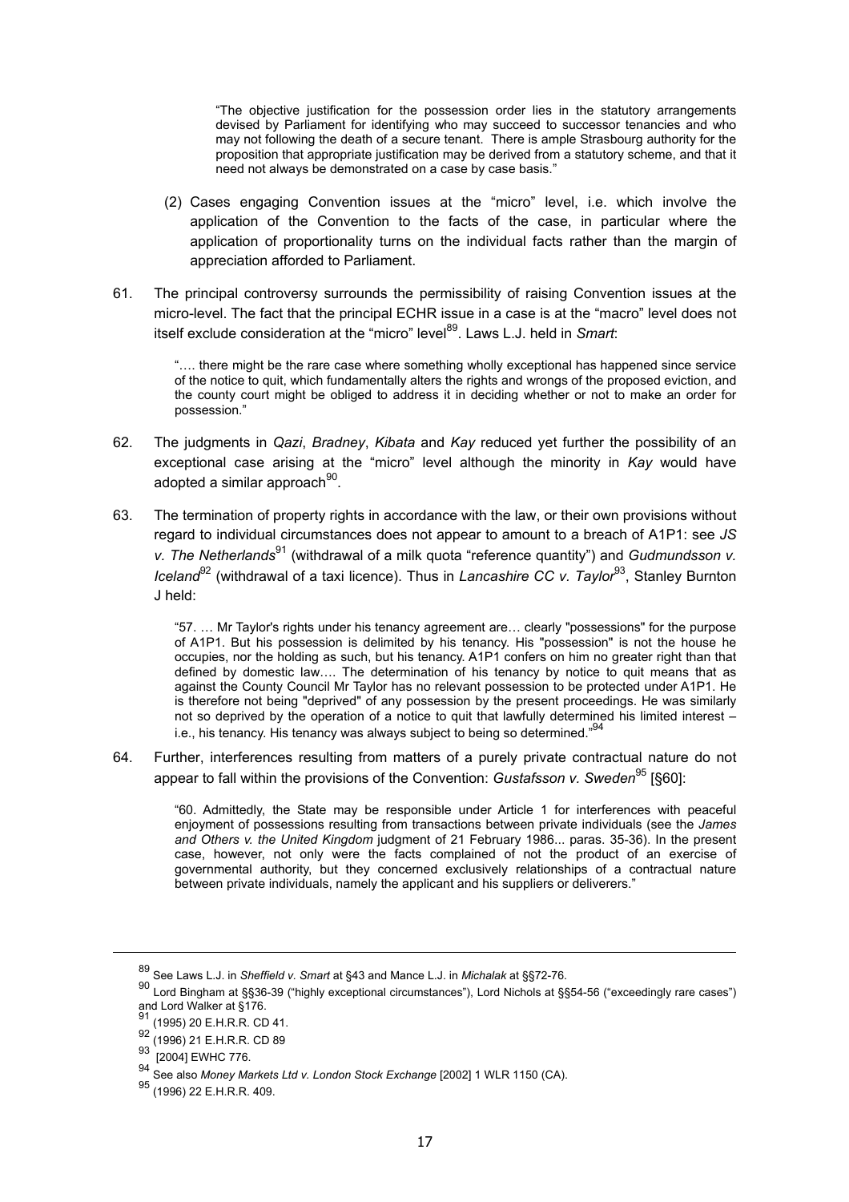> "The objective justification for the possession order lies in the statutory arrangements devised by Parliament for identifying who may succeed to successor tenancies and who may not following the death of a secure tenant. There is ample Strasbourg authority for the proposition that appropriate justification may be derived from a statutory scheme, and that it need not always be demonstrated on a case by case basis."

(2) Cases engaging Convention issues at the "micro" level, i.e. which involve the application of the Convention to the facts of the case, in particular where the application of proportionality turns on the individual facts rather than the margin of appreciation afforded to Parliament.

61. The principal controversy surrounds the permissibility of raising Convention issues at the micro-level. The fact that the principal ECHR issue in a case is at the "macro" level does not itself exclude consideration at the "micro" level[89]. Laws L.J. held in *Smart*:

> "…. there might be the rare case where something wholly exceptional has happened since service of the notice to quit, which fundamentally alters the rights and wrongs of the proposed eviction, and the county court might be obliged to address it in deciding whether or not to make an order for possession."

62. The judgments in *Qazi*, *Bradney*, *Kibata* and *Kay* reduced yet further the possibility of an exceptional case arising at the "micro" level although the minority in *Kay* would have adopted a similar approach[90].

63. The termination of property rights in accordance with the law, or their own provisions without regard to individual circumstances does not appear to amount to a breach of A1P1: see *JS v. The Netherlands*[91] (withdrawal of a milk quota "reference quantity") and *Gudmundsson v. Iceland*[92] (withdrawal of a taxi licence). Thus in *Lancashire CC v. Taylor*[93], Stanley Burnton J held:

> "57. … Mr Taylor's rights under his tenancy agreement are… clearly "possessions" for the purpose of A1P1. But his possession is delimited by his tenancy. His "possession" is not the house he occupies, nor the holding as such, but his tenancy. A1P1 confers on him no greater right than that defined by domestic law…. The determination of his tenancy by notice to quit means that as against the County Council Mr Taylor has no relevant possession to be protected under A1P1. He is therefore not being "deprived" of any possession by the present proceedings. He was similarly not so deprived by the operation of a notice to quit that lawfully determined his limited interest – i.e., his tenancy. His tenancy was always subject to being so determined."[94]

64. Further, interferences resulting from matters of a purely private contractual nature do not appear to fall within the provisions of the Convention: *Gustafsson v. Sweden*[95] [§60]:

> "60. Admittedly, the State may be responsible under Article 1 for interferences with peaceful enjoyment of possessions resulting from transactions between private individuals (see the *James and Others v. the United Kingdom* judgment of 21 February 1986... paras. 35-36). In the present case, however, not only were the facts complained of not the product of an exercise of governmental authority, but they concerned exclusively relationships of a contractual nature between private individuals, namely the applicant and his suppliers or deliverers."

---

[89] See Laws L.J. in *Sheffield v. Smart* at §43 and Mance L.J. in *Michalak* at §§72-76.

[90] Lord Bingham at §§36-39 ("highly exceptional circumstances"), Lord Nichols at §§54-56 ("exceedingly rare cases") and Lord Walker at §176.

[91] (1995) 20 E.H.R.R. CD 41.

[92] (1996) 21 E.H.R.R. CD 89

[93] [2004] EWHC 776.

[94] See also *Money Markets Ltd v. London Stock Exchange* [2002] 1 WLR 1150 (CA).

[95] (1996) 22 E.H.R.R. 409.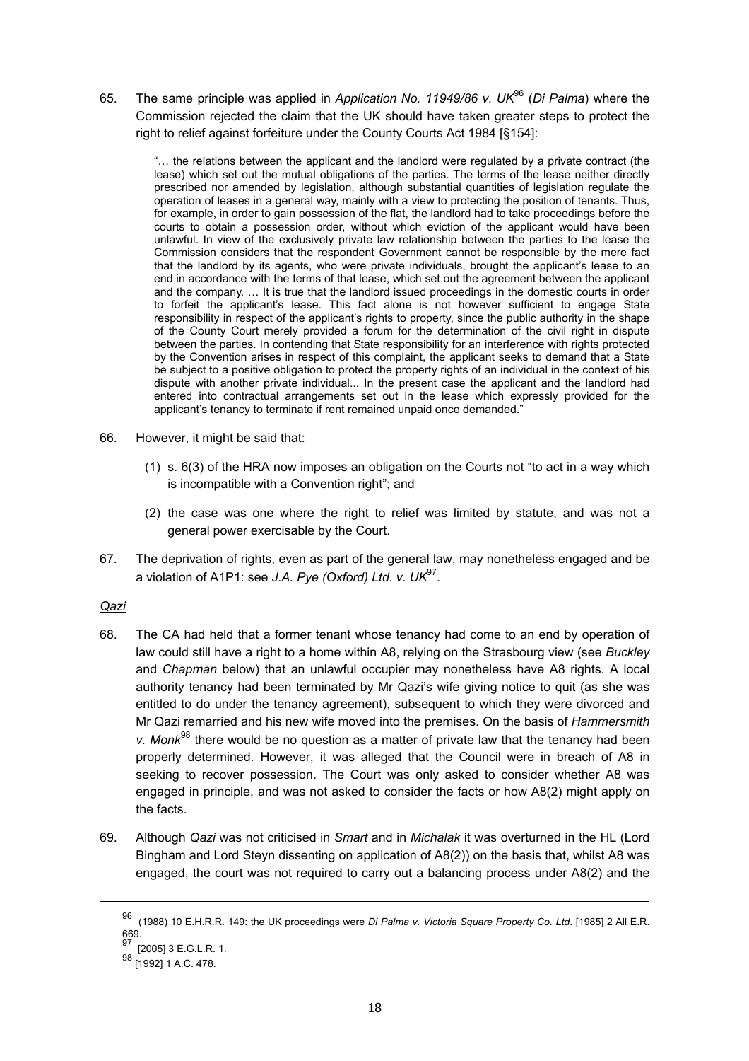65. The same principle was applied in *Application No. 11949/86 v. UK*[96] (*Di Palma*) where the Commission rejected the claim that the UK should have taken greater steps to protect the right to relief against forfeiture under the County Courts Act 1984 [§154]:

> "… the relations between the applicant and the landlord were regulated by a private contract (the lease) which set out the mutual obligations of the parties. The terms of the lease neither directly prescribed nor amended by legislation, although substantial quantities of legislation regulate the operation of leases in a general way, mainly with a view to protecting the position of tenants. Thus, for example, in order to gain possession of the flat, the landlord had to take proceedings before the courts to obtain a possession order, without which eviction of the applicant would have been unlawful. In view of the exclusively private law relationship between the parties to the lease the Commission considers that the respondent Government cannot be responsible by the mere fact that the landlord by its agents, who were private individuals, brought the applicant's lease to an end in accordance with the terms of that lease, which set out the agreement between the applicant and the company. … It is true that the landlord issued proceedings in the domestic courts in order to forfeit the applicant's lease. This fact alone is not however sufficient to engage State responsibility in respect of the applicant's rights to property, since the public authority in the shape of the County Court merely provided a forum for the determination of the civil right in dispute between the parties. In contending that State responsibility for an interference with rights protected by the Convention arises in respect of this complaint, the applicant seeks to demand that a State be subject to a positive obligation to protect the property rights of an individual in the context of his dispute with another private individual... In the present case the applicant and the landlord had entered into contractual arrangements set out in the lease which expressly provided for the applicant's tenancy to terminate if rent remained unpaid once demanded."

66. However, it might be said that:

    (1) s. 6(3) of the HRA now imposes an obligation on the Courts not "to act in a way which is incompatible with a Convention right"; and

    (2) the case was one where the right to relief was limited by statute, and was not a general power exercisable by the Court.

67. The deprivation of rights, even as part of the general law, may nonetheless engaged and be a violation of A1P1: see *J.A. Pye (Oxford) Ltd. v. UK*[97].

*Qazi*

68. The CA had held that a former tenant whose tenancy had come to an end by operation of law could still have a right to a home within A8, relying on the Strasbourg view (see *Buckley* and *Chapman* below) that an unlawful occupier may nonetheless have A8 rights. A local authority tenancy had been terminated by Mr Qazi's wife giving notice to quit (as she was entitled to do under the tenancy agreement), subsequent to which they were divorced and Mr Qazi remarried and his new wife moved into the premises. On the basis of *Hammersmith v. Monk*[98] there would be no question as a matter of private law that the tenancy had been properly determined. However, it was alleged that the Council were in breach of A8 in seeking to recover possession. The Court was only asked to consider whether A8 was engaged in principle, and was not asked to consider the facts or how A8(2) might apply on the facts.

69. Although *Qazi* was not criticised in *Smart* and in *Michalak* it was overturned in the HL (Lord Bingham and Lord Steyn dissenting on application of A8(2)) on the basis that, whilst A8 was engaged, the court was not required to carry out a balancing process under A8(2) and the

---

[96] (1988) 10 E.H.R.R. 149: the UK proceedings were *Di Palma v. Victoria Square Property Co. Ltd*. [1985] 2 All E.R. 669.

[97] [2005] 3 E.G.L.R. 1.

[98] [1992] 1 A.C. 478.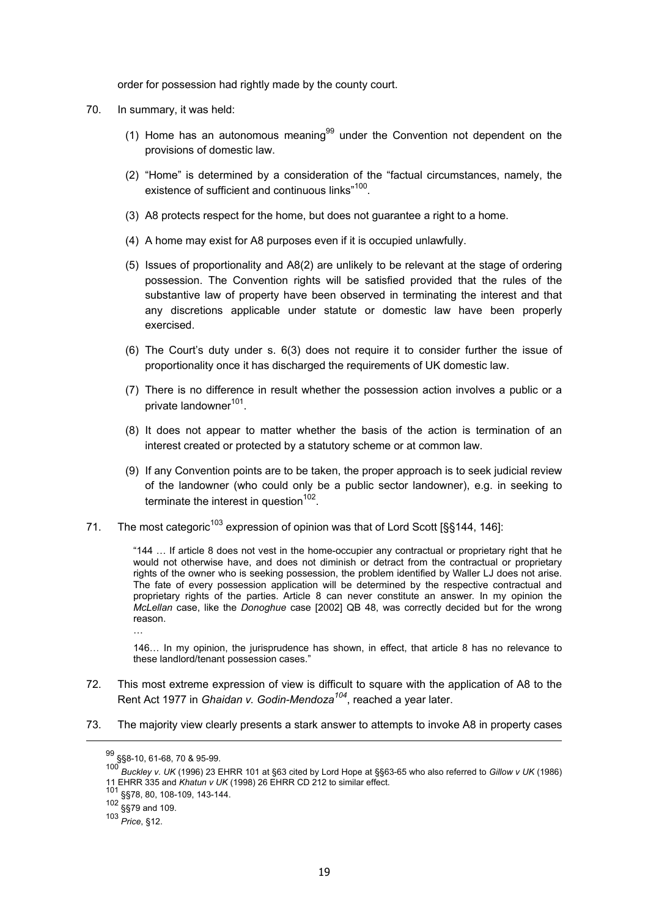order for possession had rightly made by the county court.

70. In summary, it was held:

    (1) Home has an autonomous meaning[99] under the Convention not dependent on the provisions of domestic law.

    (2) "Home" is determined by a consideration of the "factual circumstances, namely, the existence of sufficient and continuous links"[100].

    (3) A8 protects respect for the home, but does not guarantee a right to a home.

    (4) A home may exist for A8 purposes even if it is occupied unlawfully.

    (5) Issues of proportionality and A8(2) are unlikely to be relevant at the stage of ordering possession. The Convention rights will be satisfied provided that the rules of the substantive law of property have been observed in terminating the interest and that any discretions applicable under statute or domestic law have been properly exercised.

    (6) The Court's duty under s. 6(3) does not require it to consider further the issue of proportionality once it has discharged the requirements of UK domestic law.

    (7) There is no difference in result whether the possession action involves a public or a private landowner[101].

    (8) It does not appear to matter whether the basis of the action is termination of an interest created or protected by a statutory scheme or at common law.

    (9) If any Convention points are to be taken, the proper approach is to seek judicial review of the landowner (who could only be a public sector landowner), e.g. in seeking to terminate the interest in question[102].

71. The most categoric[103] expression of opinion was that of Lord Scott [§§144, 146]:

> "144 … If article 8 does not vest in the home-occupier any contractual or proprietary right that he would not otherwise have, and does not diminish or detract from the contractual or proprietary rights of the owner who is seeking possession, the problem identified by Waller LJ does not arise. The fate of every possession application will be determined by the respective contractual and proprietary rights of the parties. Article 8 can never constitute an answer. In my opinion the *McLellan* case, like the *Donoghue* case [2002] QB 48, was correctly decided but for the wrong reason.
>
> …
>
> 146… In my opinion, the jurisprudence has shown, in effect, that article 8 has no relevance to these landlord/tenant possession cases."

72. This most extreme expression of view is difficult to square with the application of A8 to the Rent Act 1977 in *Ghaidan v. Godin-Mendoza*[104], reached a year later.

73. The majority view clearly presents a stark answer to attempts to invoke A8 in property cases

---

[99] §§8-10, 61-68, 70 & 95-99.

[100] *Buckley v. UK* (1996) 23 EHRR 101 at §63 cited by Lord Hope at §§63-65 who also referred to *Gillow v UK* (1986) 11 EHRR 335 and *Khatun v UK* (1998) 26 EHRR CD 212 to similar effect.

[101] §§78, 80, 108-109, 143-144.

[102] §§79 and 109.

[103] *Price*, §12.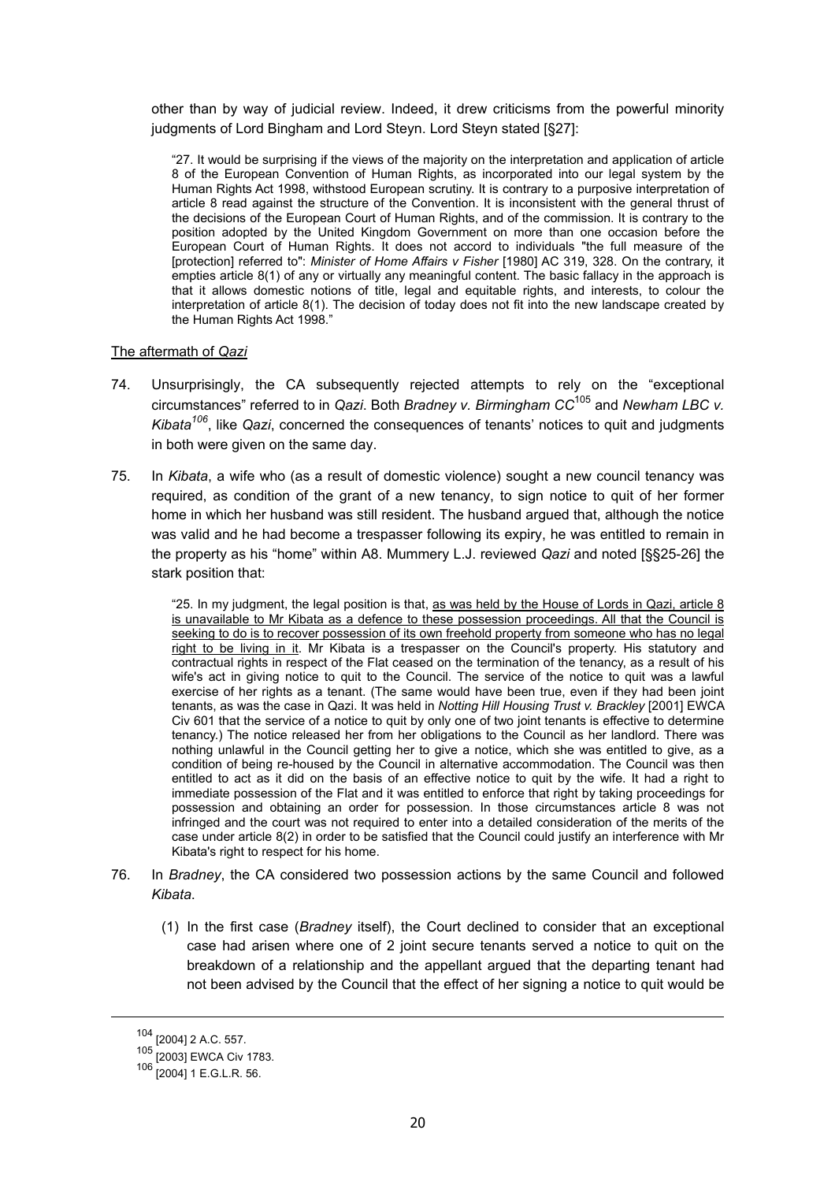other than by way of judicial review. Indeed, it drew criticisms from the powerful minority judgments of Lord Bingham and Lord Steyn. Lord Steyn stated [§27]:

> "27. It would be surprising if the views of the majority on the interpretation and application of article 8 of the European Convention of Human Rights, as incorporated into our legal system by the Human Rights Act 1998, withstood European scrutiny. It is contrary to a purposive interpretation of article 8 read against the structure of the Convention. It is inconsistent with the general thrust of the decisions of the European Court of Human Rights, and of the commission. It is contrary to the position adopted by the United Kingdom Government on more than one occasion before the European Court of Human Rights. It does not accord to individuals "the full measure of the [protection] referred to": *Minister of Home Affairs v Fisher* [1980] AC 319, 328. On the contrary, it empties article 8(1) of any or virtually any meaningful content. The basic fallacy in the approach is that it allows domestic notions of title, legal and equitable rights, and interests, to colour the interpretation of article 8(1). The decision of today does not fit into the new landscape created by the Human Rights Act 1998."

<u>The aftermath of *Qazi*</u>

74. Unsurprisingly, the CA subsequently rejected attempts to rely on the "exceptional circumstances" referred to in *Qazi*. Both *Bradney v. Birmingham CC*[105] and *Newham LBC v. Kibata*[106], like *Qazi*, concerned the consequences of tenants' notices to quit and judgments in both were given on the same day.

75. In *Kibata*, a wife who (as a result of domestic violence) sought a new council tenancy was required, as condition of the grant of a new tenancy, to sign notice to quit of her former home in which her husband was still resident. The husband argued that, although the notice was valid and he had become a trespasser following its expiry, he was entitled to remain in the property as his "home" within A8. Mummery L.J. reviewed *Qazi* and noted [§§25-26] the stark position that:

> "25. In my judgment, the legal position is that, <u>as was held by the House of Lords in Qazi, article 8 is unavailable to Mr Kibata as a defence to these possession proceedings. All that the Council is seeking to do is to recover possession of its own freehold property from someone who has no legal right to be living in it</u>. Mr Kibata is a trespasser on the Council's property. His statutory and contractual rights in respect of the Flat ceased on the termination of the tenancy, as a result of his wife's act in giving notice to quit to the Council. The service of the notice to quit was a lawful exercise of her rights as a tenant. (The same would have been true, even if they had been joint tenants, as was the case in Qazi. It was held in *Notting Hill Housing Trust v. Brackley* [2001] EWCA Civ 601 that the service of a notice to quit by only one of two joint tenants is effective to determine tenancy.) The notice released her from her obligations to the Council as her landlord. There was nothing unlawful in the Council getting her to give a notice, which she was entitled to give, as a condition of being re-housed by the Council in alternative accommodation. The Council was then entitled to act as it did on the basis of an effective notice to quit by the wife. It had a right to immediate possession of the Flat and it was entitled to enforce that right by taking proceedings for possession and obtaining an order for possession. In those circumstances article 8 was not infringed and the court was not required to enter into a detailed consideration of the merits of the case under article 8(2) in order to be satisfied that the Council could justify an interference with Mr Kibata's right to respect for his home.

76. In *Bradney*, the CA considered two possession actions by the same Council and followed *Kibata*.

    (1) In the first case (*Bradney* itself), the Court declined to consider that an exceptional case had arisen where one of 2 joint secure tenants served a notice to quit on the breakdown of a relationship and the appellant argued that the departing tenant had not been advised by the Council that the effect of her signing a notice to quit would be

---

[104] [2004] 2 A.C. 557.

[105] [2003] EWCA Civ 1783.

[106] [2004] 1 E.G.L.R. 56.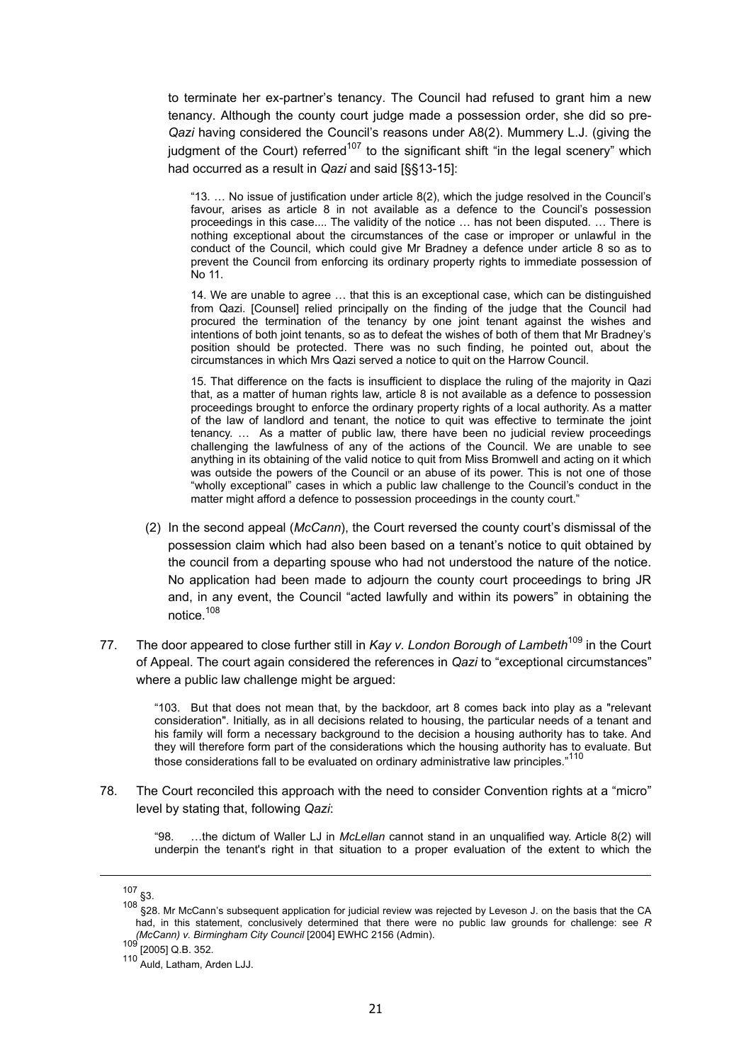to terminate her ex-partner's tenancy. The Council had refused to grant him a new tenancy. Although the county court judge made a possession order, she did so pre-*Qazi* having considered the Council's reasons under A8(2). Mummery L.J. (giving the judgment of the Court) referred[107] to the significant shift "in the legal scenery" which had occurred as a result in *Qazi* and said [§§13-15]:

> "13. … No issue of justification under article 8(2), which the judge resolved in the Council's favour, arises as article 8 in not available as a defence to the Council's possession proceedings in this case.... The validity of the notice … has not been disputed. … There is nothing exceptional about the circumstances of the case or improper or unlawful in the conduct of the Council, which could give Mr Bradney a defence under article 8 so as to prevent the Council from enforcing its ordinary property rights to immediate possession of No 11.
>
> 14. We are unable to agree … that this is an exceptional case, which can be distinguished from Qazi. [Counsel] relied principally on the finding of the judge that the Council had procured the termination of the tenancy by one joint tenant against the wishes and intentions of both joint tenants, so as to defeat the wishes of both of them that Mr Bradney's position should be protected. There was no such finding, he pointed out, about the circumstances in which Mrs Qazi served a notice to quit on the Harrow Council.
>
> 15. That difference on the facts is insufficient to displace the ruling of the majority in Qazi that, as a matter of human rights law, article 8 is not available as a defence to possession proceedings brought to enforce the ordinary property rights of a local authority. As a matter of the law of landlord and tenant, the notice to quit was effective to terminate the joint tenancy. … As a matter of public law, there have been no judicial review proceedings challenging the lawfulness of any of the actions of the Council. We are unable to see anything in its obtaining of the valid notice to quit from Miss Bromwell and acting on it which was outside the powers of the Council or an abuse of its power. This is not one of those "wholly exceptional" cases in which a public law challenge to the Council's conduct in the matter might afford a defence to possession proceedings in the county court."

(2) In the second appeal (*McCann*), the Court reversed the county court's dismissal of the possession claim which had also been based on a tenant's notice to quit obtained by the council from a departing spouse who had not understood the nature of the notice. No application had been made to adjourn the county court proceedings to bring JR and, in any event, the Council "acted lawfully and within its powers" in obtaining the notice.[108]

77. The door appeared to close further still in *Kay v. London Borough of Lambeth*[109] in the Court of Appeal. The court again considered the references in *Qazi* to "exceptional circumstances" where a public law challenge might be argued:

> "103. But that does not mean that, by the backdoor, art 8 comes back into play as a "relevant consideration". Initially, as in all decisions related to housing, the particular needs of a tenant and his family will form a necessary background to the decision a housing authority has to take. And they will therefore form part of the considerations which the housing authority has to evaluate. But those considerations fall to be evaluated on ordinary administrative law principles."[110]

78. The Court reconciled this approach with the need to consider Convention rights at a "micro" level by stating that, following *Qazi*:

> "98. …the dictum of Waller LJ in *McLellan* cannot stand in an unqualified way. Article 8(2) will underpin the tenant's right in that situation to a proper evaluation of the extent to which the

---

[107] §3.

[108] §28. Mr McCann's subsequent application for judicial review was rejected by Leveson J. on the basis that the CA had, in this statement, conclusively determined that there were no public law grounds for challenge: see *R (McCann) v. Birmingham City Council* [2004] EWHC 2156 (Admin).

[109] [2005] Q.B. 352.

[110] Auld, Latham, Arden LJJ.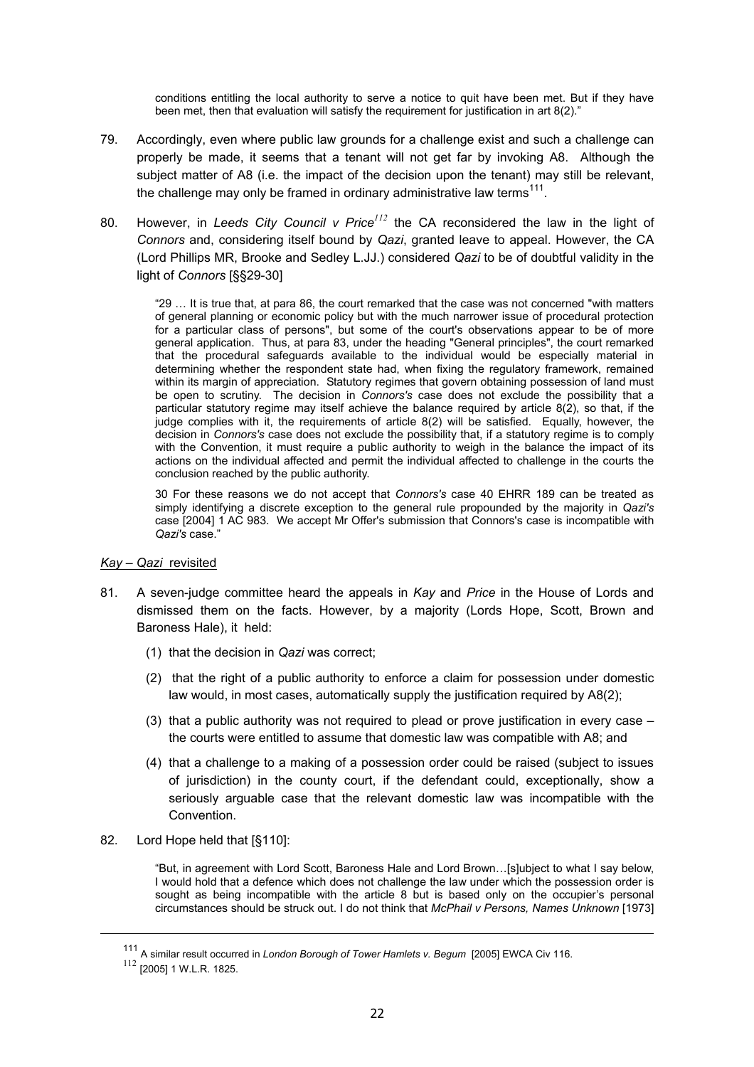conditions entitling the local authority to serve a notice to quit have been met. But if they have been met, then that evaluation will satisfy the requirement for justification in art 8(2)."

79. Accordingly, even where public law grounds for a challenge exist and such a challenge can properly be made, it seems that a tenant will not get far by invoking A8. Although the subject matter of A8 (i.e. the impact of the decision upon the tenant) may still be relevant, the challenge may only be framed in ordinary administrative law terms[111].

80. However, in *Leeds City Council v Price*[112] the CA reconsidered the law in the light of *Connors* and, considering itself bound by *Qazi*, granted leave to appeal. However, the CA (Lord Phillips MR, Brooke and Sedley L.JJ.) considered *Qazi* to be of doubtful validity in the light of *Connors* [§§29-30]

> "29 … It is true that, at para 86, the court remarked that the case was not concerned "with matters of general planning or economic policy but with the much narrower issue of procedural protection for a particular class of persons", but some of the court's observations appear to be of more general application. Thus, at para 83, under the heading "General principles", the court remarked that the procedural safeguards available to the individual would be especially material in determining whether the respondent state had, when fixing the regulatory framework, remained within its margin of appreciation. Statutory regimes that govern obtaining possession of land must be open to scrutiny. The decision in *Connors's* case does not exclude the possibility that a particular statutory regime may itself achieve the balance required by article 8(2), so that, if the judge complies with it, the requirements of article 8(2) will be satisfied. Equally, however, the decision in *Connors's* case does not exclude the possibility that, if a statutory regime is to comply with the Convention, it must require a public authority to weigh in the balance the impact of its actions on the individual affected and permit the individual affected to challenge in the courts the conclusion reached by the public authority.
>
> 30 For these reasons we do not accept that *Connors's* case 40 EHRR 189 can be treated as simply identifying a discrete exception to the general rule propounded by the majority in *Qazi's* case [2004] 1 AC 983. We accept Mr Offer's submission that Connors's case is incompatible with *Qazi's* case."

<u>*Kay* – *Qazi* revisited</u>

81. A seven-judge committee heard the appeals in *Kay* and *Price* in the House of Lords and dismissed them on the facts. However, by a majority (Lords Hope, Scott, Brown and Baroness Hale), it held:

    (1) that the decision in *Qazi* was correct;

    (2) that the right of a public authority to enforce a claim for possession under domestic law would, in most cases, automatically supply the justification required by A8(2);

    (3) that a public authority was not required to plead or prove justification in every case – the courts were entitled to assume that domestic law was compatible with A8; and

    (4) that a challenge to a making of a possession order could be raised (subject to issues of jurisdiction) in the county court, if the defendant could, exceptionally, show a seriously arguable case that the relevant domestic law was incompatible with the Convention.

82. Lord Hope held that [§110]:

> "But, in agreement with Lord Scott, Baroness Hale and Lord Brown…[s]ubject to what I say below, I would hold that a defence which does not challenge the law under which the possession order is sought as being incompatible with the article 8 but is based only on the occupier's personal circumstances should be struck out. I do not think that *McPhail v Persons, Names Unknown* [1973]

---

[111] A similar result occurred in *London Borough of Tower Hamlets v. Begum* [2005] EWCA Civ 116.

[112] [2005] 1 W.L.R. 1825.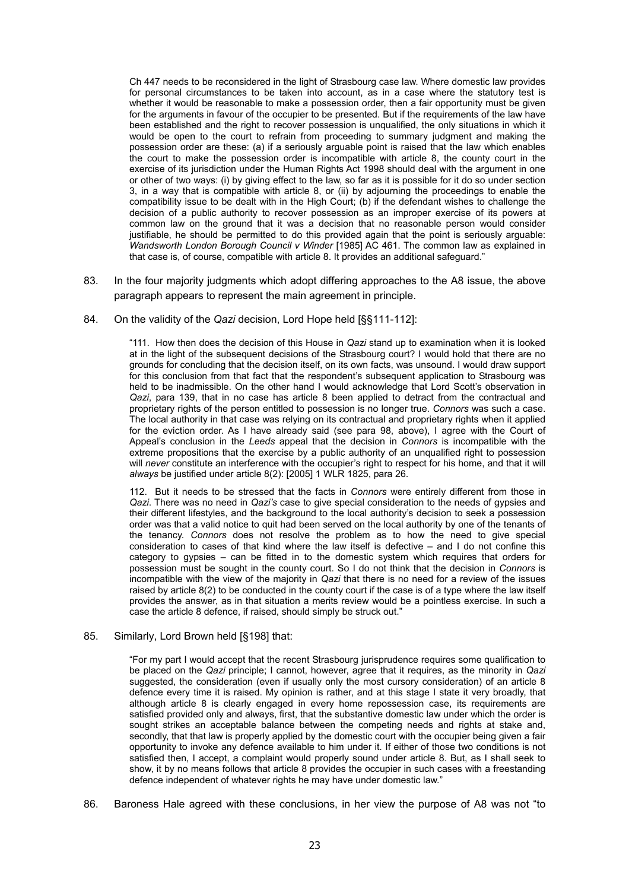Ch 447 needs to be reconsidered in the light of Strasbourg case law. Where domestic law provides for personal circumstances to be taken into account, as in a case where the statutory test is whether it would be reasonable to make a possession order, then a fair opportunity must be given for the arguments in favour of the occupier to be presented. But if the requirements of the law have been established and the right to recover possession is unqualified, the only situations in which it would be open to the court to refrain from proceeding to summary judgment and making the possession order are these: (a) if a seriously arguable point is raised that the law which enables the court to make the possession order is incompatible with article 8, the county court in the exercise of its jurisdiction under the Human Rights Act 1998 should deal with the argument in one or other of two ways: (i) by giving effect to the law, so far as it is possible for it do so under section 3, in a way that is compatible with article 8, or (ii) by adjourning the proceedings to enable the compatibility issue to be dealt with in the High Court; (b) if the defendant wishes to challenge the decision of a public authority to recover possession as an improper exercise of its powers at common law on the ground that it was a decision that no reasonable person would consider justifiable, he should be permitted to do this provided again that the point is seriously arguable: *Wandsworth London Borough Council v Winder* [1985] AC 461. The common law as explained in that case is, of course, compatible with article 8. It provides an additional safeguard."

83. In the four majority judgments which adopt differing approaches to the A8 issue, the above paragraph appears to represent the main agreement in principle.

84. On the validity of the *Qazi* decision, Lord Hope held [§§111-112]:

> "111. How then does the decision of this House in *Qazi* stand up to examination when it is looked at in the light of the subsequent decisions of the Strasbourg court? I would hold that there are no grounds for concluding that the decision itself, on its own facts, was unsound. I would draw support for this conclusion from that fact that the respondent's subsequent application to Strasbourg was held to be inadmissible. On the other hand I would acknowledge that Lord Scott's observation in *Qazi*, para 139, that in no case has article 8 been applied to detract from the contractual and proprietary rights of the person entitled to possession is no longer true. *Connors* was such a case. The local authority in that case was relying on its contractual and proprietary rights when it applied for the eviction order. As I have already said (see para 98, above), I agree with the Court of Appeal's conclusion in the *Leeds* appeal that the decision in *Connors* is incompatible with the extreme propositions that the exercise by a public authority of an unqualified right to possession will *never* constitute an interference with the occupier's right to respect for his home, and that it will *always* be justified under article 8(2): [2005] 1 WLR 1825, para 26.
>
> 112. But it needs to be stressed that the facts in *Connors* were entirely different from those in *Qazi*. There was no need in *Qazi's* case to give special consideration to the needs of gypsies and their different lifestyles, and the background to the local authority's decision to seek a possession order was that a valid notice to quit had been served on the local authority by one of the tenants of the tenancy. *Connors* does not resolve the problem as to how the need to give special consideration to cases of that kind where the law itself is defective – and I do not confine this category to gypsies – can be fitted in to the domestic system which requires that orders for possession must be sought in the county court. So I do not think that the decision in *Connors* is incompatible with the view of the majority in *Qazi* that there is no need for a review of the issues raised by article 8(2) to be conducted in the county court if the case is of a type where the law itself provides the answer, as in that situation a merits review would be a pointless exercise. In such a case the article 8 defence, if raised, should simply be struck out."

85. Similarly, Lord Brown held [§198] that:

> "For my part I would accept that the recent Strasbourg jurisprudence requires some qualification to be placed on the *Qazi* principle; I cannot, however, agree that it requires, as the minority in *Qazi* suggested, the consideration (even if usually only the most cursory consideration) of an article 8 defence every time it is raised. My opinion is rather, and at this stage I state it very broadly, that although article 8 is clearly engaged in every home repossession case, its requirements are satisfied provided only and always, first, that the substantive domestic law under which the order is sought strikes an acceptable balance between the competing needs and rights at stake and, secondly, that that law is properly applied by the domestic court with the occupier being given a fair opportunity to invoke any defence available to him under it. If either of those two conditions is not satisfied then, I accept, a complaint would properly sound under article 8. But, as I shall seek to show, it by no means follows that article 8 provides the occupier in such cases with a freestanding defence independent of whatever rights he may have under domestic law."

86. Baroness Hale agreed with these conclusions, in her view the purpose of A8 was not "to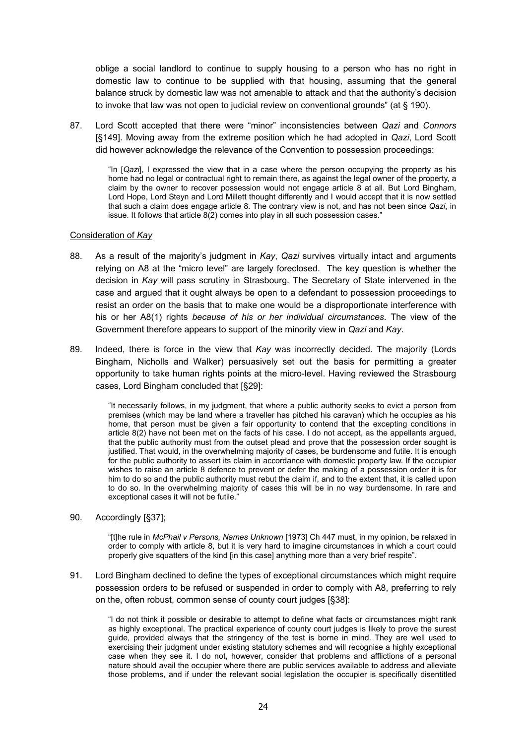oblige a social landlord to continue to supply housing to a person who has no right in domestic law to continue to be supplied with that housing, assuming that the general balance struck by domestic law was not amenable to attack and that the authority's decision to invoke that law was not open to judicial review on conventional grounds" (at § 190).

87. Lord Scott accepted that there were "minor" inconsistencies between *Qazi* and *Connors* [§149]. Moving away from the extreme position which he had adopted in *Qazi*, Lord Scott did however acknowledge the relevance of the Convention to possession proceedings:

> "In [*Qazi*], I expressed the view that in a case where the person occupying the property as his home had no legal or contractual right to remain there, as against the legal owner of the property, a claim by the owner to recover possession would not engage article 8 at all. But Lord Bingham, Lord Hope, Lord Steyn and Lord Millett thought differently and I would accept that it is now settled that such a claim does engage article 8. The contrary view is not, and has not been since *Qazi*, in issue. It follows that article 8(2) comes into play in all such possession cases."

<u>Consideration of *Kay*</u>

88. As a result of the majority's judgment in *Kay*, *Qazi* survives virtually intact and arguments relying on A8 at the "micro level" are largely foreclosed. The key question is whether the decision in *Kay* will pass scrutiny in Strasbourg. The Secretary of State intervened in the case and argued that it ought always be open to a defendant to possession proceedings to resist an order on the basis that to make one would be a disproportionate interference with his or her A8(1) rights *because of his or her individual circumstances*. The view of the Government therefore appears to support of the minority view in *Qazi* and *Kay*.

89. Indeed, there is force in the view that *Kay* was incorrectly decided. The majority (Lords Bingham, Nicholls and Walker) persuasively set out the basis for permitting a greater opportunity to take human rights points at the micro-level. Having reviewed the Strasbourg cases, Lord Bingham concluded that [§29]:

> "It necessarily follows, in my judgment, that where a public authority seeks to evict a person from premises (which may be land where a traveller has pitched his caravan) which he occupies as his home, that person must be given a fair opportunity to contend that the excepting conditions in article 8(2) have not been met on the facts of his case. I do not accept, as the appellants argued, that the public authority must from the outset plead and prove that the possession order sought is justified. That would, in the overwhelming majority of cases, be burdensome and futile. It is enough for the public authority to assert its claim in accordance with domestic property law. If the occupier wishes to raise an article 8 defence to prevent or defer the making of a possession order it is for him to do so and the public authority must rebut the claim if, and to the extent that, it is called upon to do so. In the overwhelming majority of cases this will be in no way burdensome. In rare and exceptional cases it will not be futile."

90. Accordingly [§37];

> "[t]he rule in *McPhail v Persons, Names Unknown* [1973] Ch 447 must, in my opinion, be relaxed in order to comply with article 8, but it is very hard to imagine circumstances in which a court could properly give squatters of the kind [in this case] anything more than a very brief respite".

91. Lord Bingham declined to define the types of exceptional circumstances which might require possession orders to be refused or suspended in order to comply with A8, preferring to rely on the, often robust, common sense of county court judges [§38]:

> "I do not think it possible or desirable to attempt to define what facts or circumstances might rank as highly exceptional. The practical experience of county court judges is likely to prove the surest guide, provided always that the stringency of the test is borne in mind. They are well used to exercising their judgment under existing statutory schemes and will recognise a highly exceptional case when they see it. I do not, however, consider that problems and afflictions of a personal nature should avail the occupier where there are public services available to address and alleviate those problems, and if under the relevant social legislation the occupier is specifically disentitled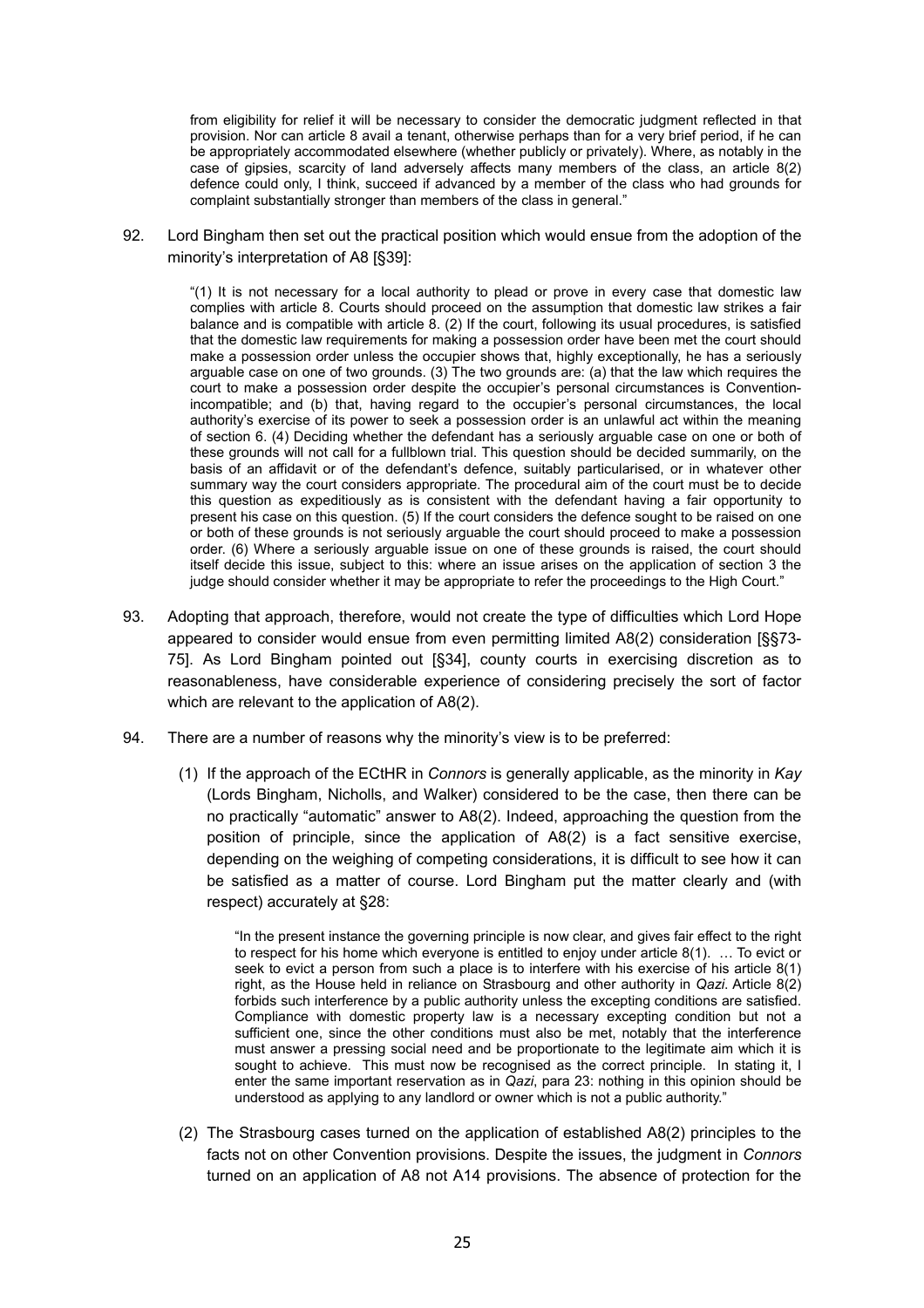> from eligibility for relief it will be necessary to consider the democratic judgment reflected in that provision. Nor can article 8 avail a tenant, otherwise perhaps than for a very brief period, if he can be appropriately accommodated elsewhere (whether publicly or privately). Where, as notably in the case of gipsies, scarcity of land adversely affects many members of the class, an article 8(2) defence could only, I think, succeed if advanced by a member of the class who had grounds for complaint substantially stronger than members of the class in general."

92. Lord Bingham then set out the practical position which would ensue from the adoption of the minority's interpretation of A8 [§39]:

> "(1) It is not necessary for a local authority to plead or prove in every case that domestic law complies with article 8. Courts should proceed on the assumption that domestic law strikes a fair balance and is compatible with article 8. (2) If the court, following its usual procedures, is satisfied that the domestic law requirements for making a possession order have been met the court should make a possession order unless the occupier shows that, highly exceptionally, he has a seriously arguable case on one of two grounds. (3) The two grounds are: (a) that the law which requires the court to make a possession order despite the occupier's personal circumstances is Convention-incompatible; and (b) that, having regard to the occupier's personal circumstances, the local authority's exercise of its power to seek a possession order is an unlawful act within the meaning of section 6. (4) Deciding whether the defendant has a seriously arguable case on one or both of these grounds will not call for a fullblown trial. This question should be decided summarily, on the basis of an affidavit or of the defendant's defence, suitably particularised, or in whatever other summary way the court considers appropriate. The procedural aim of the court must be to decide this question as expeditiously as is consistent with the defendant having a fair opportunity to present his case on this question. (5) If the court considers the defence sought to be raised on one or both of these grounds is not seriously arguable the court should proceed to make a possession order. (6) Where a seriously arguable issue on one of these grounds is raised, the court should itself decide this issue, subject to this: where an issue arises on the application of section 3 the judge should consider whether it may be appropriate to refer the proceedings to the High Court."

93. Adopting that approach, therefore, would not create the type of difficulties which Lord Hope appeared to consider would ensue from even permitting limited A8(2) consideration [§§73-75]. As Lord Bingham pointed out [§34], county courts in exercising discretion as to reasonableness, have considerable experience of considering precisely the sort of factor which are relevant to the application of A8(2).

94. There are a number of reasons why the minority's view is to be preferred:

    (1) If the approach of the ECtHR in *Connors* is generally applicable, as the minority in *Kay* (Lords Bingham, Nicholls, and Walker) considered to be the case, then there can be no practically "automatic" answer to A8(2). Indeed, approaching the question from the position of principle, since the application of A8(2) is a fact sensitive exercise, depending on the weighing of competing considerations, it is difficult to see how it can be satisfied as a matter of course. Lord Bingham put the matter clearly and (with respect) accurately at §28:

    > "In the present instance the governing principle is now clear, and gives fair effect to the right to respect for his home which everyone is entitled to enjoy under article 8(1). … To evict or seek to evict a person from such a place is to interfere with his exercise of his article 8(1) right, as the House held in reliance on Strasbourg and other authority in *Qazi*. Article 8(2) forbids such interference by a public authority unless the excepting conditions are satisfied. Compliance with domestic property law is a necessary excepting condition but not a sufficient one, since the other conditions must also be met, notably that the interference must answer a pressing social need and be proportionate to the legitimate aim which it is sought to achieve. This must now be recognised as the correct principle. In stating it, I enter the same important reservation as in *Qazi*, para 23: nothing in this opinion should be understood as applying to any landlord or owner which is not a public authority."

    (2) The Strasbourg cases turned on the application of established A8(2) principles to the facts not on other Convention provisions. Despite the issues, the judgment in *Connors* turned on an application of A8 not A14 provisions. The absence of protection for the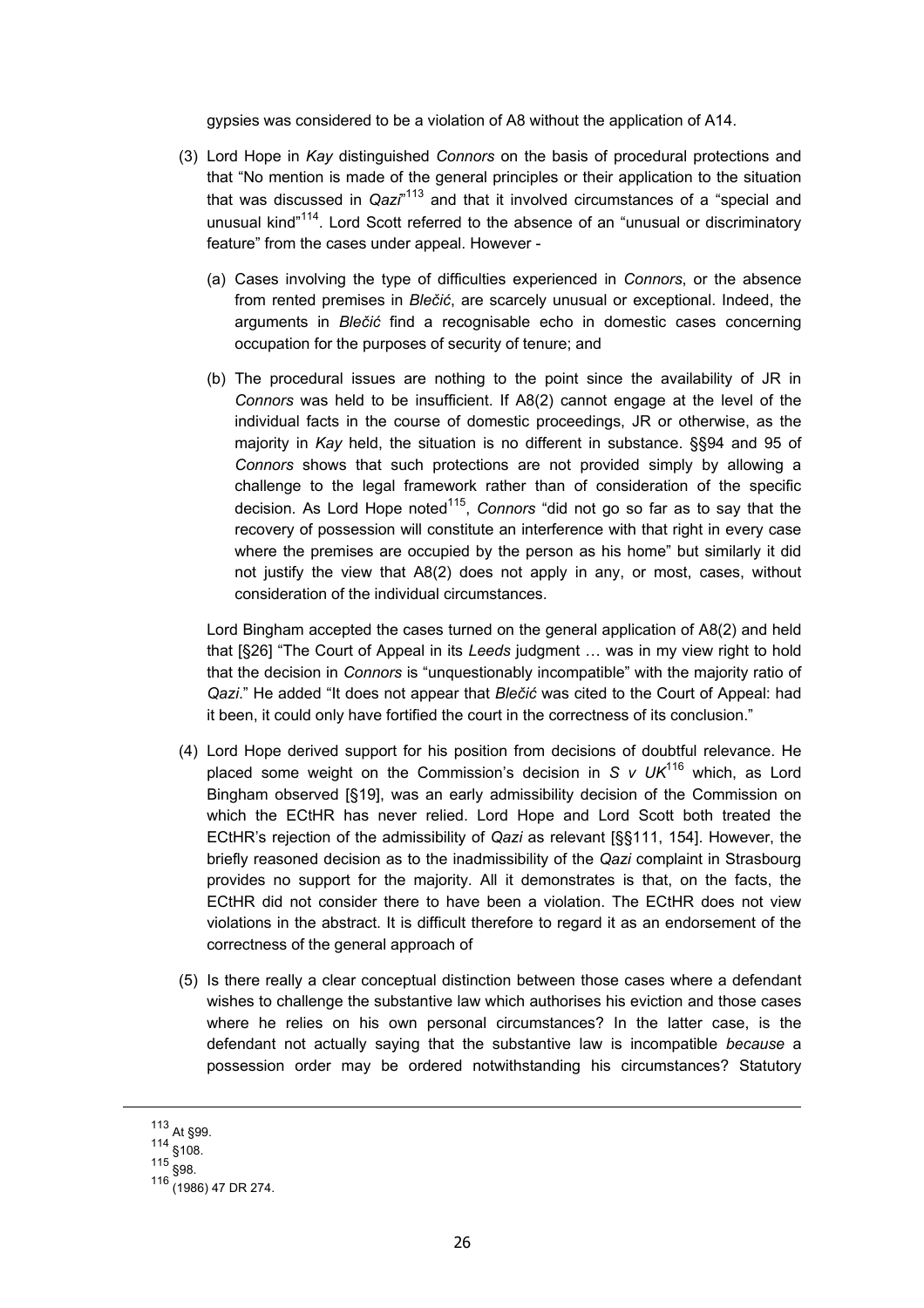gypsies was considered to be a violation of A8 without the application of A14.

(3) Lord Hope in *Kay* distinguished *Connors* on the basis of procedural protections and that "No mention is made of the general principles or their application to the situation that was discussed in *Qazi*"[113] and that it involved circumstances of a "special and unusual kind"[114]. Lord Scott referred to the absence of an "unusual or discriminatory feature" from the cases under appeal. However -

  (a) Cases involving the type of difficulties experienced in *Connors*, or the absence from rented premises in *Blečić*, are scarcely unusual or exceptional. Indeed, the arguments in *Blečić* find a recognisable echo in domestic cases concerning occupation for the purposes of security of tenure; and

  (b) The procedural issues are nothing to the point since the availability of JR in *Connors* was held to be insufficient. If A8(2) cannot engage at the level of the individual facts in the course of domestic proceedings, JR or otherwise, as the majority in *Kay* held, the situation is no different in substance. §§94 and 95 of *Connors* shows that such protections are not provided simply by allowing a challenge to the legal framework rather than of consideration of the specific decision. As Lord Hope noted[115], *Connors* "did not go so far as to say that the recovery of possession will constitute an interference with that right in every case where the premises are occupied by the person as his home" but similarly it did not justify the view that A8(2) does not apply in any, or most, cases, without consideration of the individual circumstances.

Lord Bingham accepted the cases turned on the general application of A8(2) and held that [§26] "The Court of Appeal in its *Leeds* judgment … was in my view right to hold that the decision in *Connors* is "unquestionably incompatible" with the majority ratio of *Qazi*." He added "It does not appear that *Blečić* was cited to the Court of Appeal: had it been, it could only have fortified the court in the correctness of its conclusion."

(4) Lord Hope derived support for his position from decisions of doubtful relevance. He placed some weight on the Commission's decision in *S v UK*[116] which, as Lord Bingham observed [§19], was an early admissibility decision of the Commission on which the ECtHR has never relied. Lord Hope and Lord Scott both treated the ECtHR's rejection of the admissibility of *Qazi* as relevant [§§111, 154]. However, the briefly reasoned decision as to the inadmissibility of the *Qazi* complaint in Strasbourg provides no support for the majority. All it demonstrates is that, on the facts, the ECtHR did not consider there to have been a violation. The ECtHR does not view violations in the abstract. It is difficult therefore to regard it as an endorsement of the correctness of the general approach of

(5) Is there really a clear conceptual distinction between those cases where a defendant wishes to challenge the substantive law which authorises his eviction and those cases where he relies on his own personal circumstances? In the latter case, is the defendant not actually saying that the substantive law is incompatible *because* a possession order may be ordered notwithstanding his circumstances? Statutory

---

[113] At §99.
[114] §108.
[115] §98.
[116] (1986) 47 DR 274.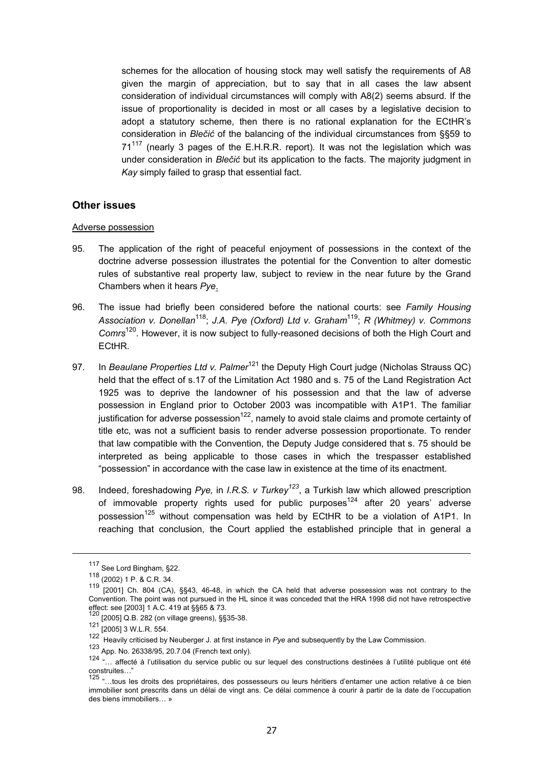schemes for the allocation of housing stock may well satisfy the requirements of A8 given the margin of appreciation, but to say that in all cases the law absent consideration of individual circumstances will comply with A8(2) seems absurd. If the issue of proportionality is decided in most or all cases by a legislative decision to adopt a statutory scheme, then there is no rational explanation for the ECtHR's consideration in *Blečić* of the balancing of the individual circumstances from §§59 to 71[117] (nearly 3 pages of the E.H.R.R. report). It was not the legislation which was under consideration in *Blečić* but its application to the facts. The majority judgment in *Kay* simply failed to grasp that essential fact.

## Other issues

Adverse possession

95. The application of the right of peaceful enjoyment of possessions in the context of the doctrine adverse possession illustrates the potential for the Convention to alter domestic rules of substantive real property law, subject to review in the near future by the Grand Chambers when it hears *Pye*.

96. The issue had briefly been considered before the national courts: see *Family Housing Association v. Donellan*[118]; *J.A. Pye (Oxford) Ltd v. Graham*[119]; *R (Whitmey) v. Commons Comrs*[120]. However, it is now subject to fully-reasoned decisions of both the High Court and ECtHR.

97. In *Beaulane Properties Ltd v. Palmer*[121] the Deputy High Court judge (Nicholas Strauss QC) held that the effect of s.17 of the Limitation Act 1980 and s. 75 of the Land Registration Act 1925 was to deprive the landowner of his possession and that the law of adverse possession in England prior to October 2003 was incompatible with A1P1. The familiar justification for adverse possession[122], namely to avoid stale claims and promote certainty of title etc, was not a sufficient basis to render adverse possession proportionate. To render that law compatible with the Convention, the Deputy Judge considered that s. 75 should be interpreted as being applicable to those cases in which the trespasser established "possession" in accordance with the case law in existence at the time of its enactment.

98. Indeed, foreshadowing *Pye,* in *I.R.S. v Turkey*[123], a Turkish law which allowed prescription of immovable property rights used for public purposes[124] after 20 years' adverse possession[125] without compensation was held by ECtHR to be a violation of A1P1. In reaching that conclusion, the Court applied the established principle that in general a

---

[117] See Lord Bingham, §22.

[118] (2002) 1 P. & C.R. 34.

[119] [2001] Ch. 804 (CA), §§43, 46-48, in which the CA held that adverse possession was not contrary to the Convention. The point was not pursued in the HL since it was conceded that the HRA 1998 did not have retrospective effect: see [2003] 1 A.C. 419 at §§65 & 73.

[120] [2005] Q.B. 282 (on village greens), §§35-38.

[121] [2005] 3 W.L.R. 554.

[122] Heavily criticised by Neuberger J. at first instance in *Pye* and subsequently by the Law Commission.

[123] App. No. 26338/95, 20.7.04 (French text only).

[124] "… affecté à l'utilisation du service public ou sur lequel des constructions destinées à l'utilité publique ont été construites…"

[125] "…tous les droits des propriétaires, des possesseurs ou leurs héritiers d'entamer une action relative à ce bien immobilier sont prescrits dans un délai de vingt ans. Ce délai commence à courir à partir de la date de l'occupation des biens immobiliers… »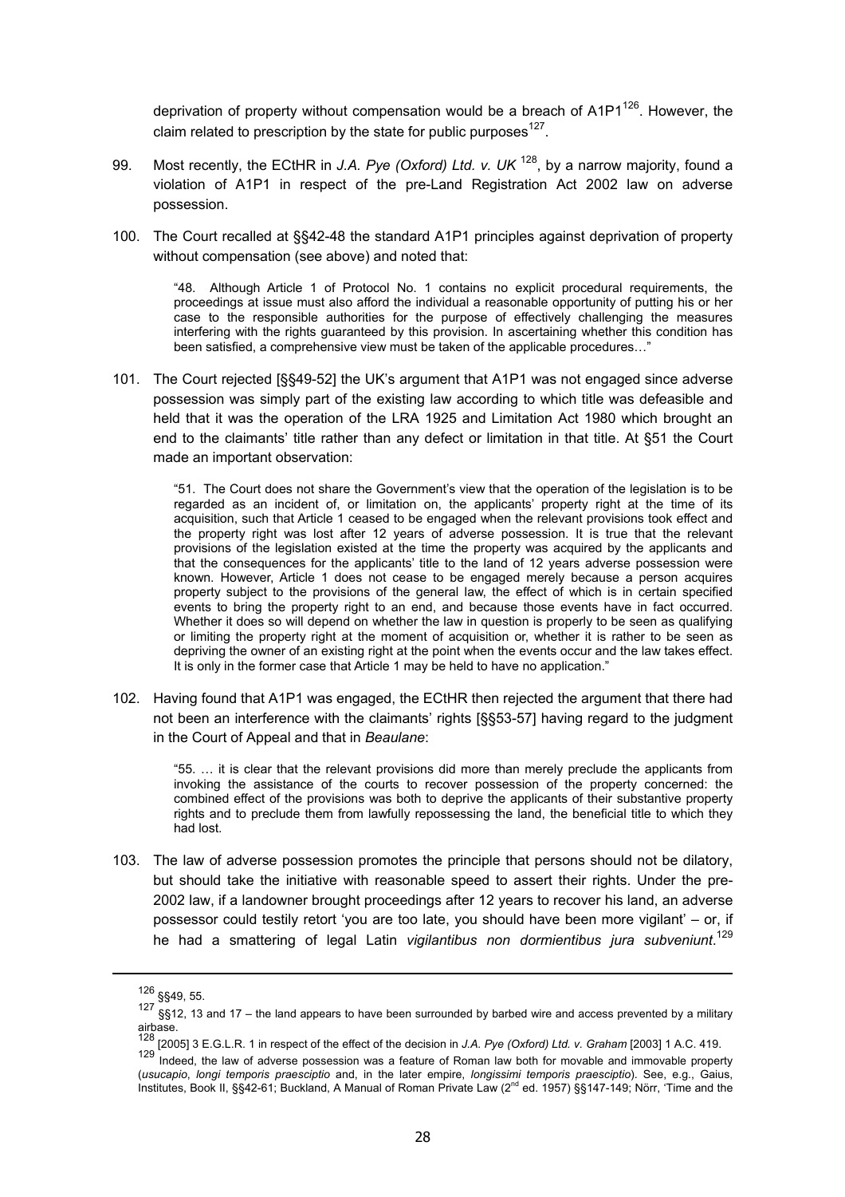deprivation of property without compensation would be a breach of A1P1[126]. However, the claim related to prescription by the state for public purposes[127].

99. Most recently, the ECtHR in *J.A. Pye (Oxford) Ltd. v. UK* [128], by a narrow majority, found a violation of A1P1 in respect of the pre-Land Registration Act 2002 law on adverse possession.

100. The Court recalled at §§42-48 the standard A1P1 principles against deprivation of property without compensation (see above) and noted that:

> "48. Although Article 1 of Protocol No. 1 contains no explicit procedural requirements, the proceedings at issue must also afford the individual a reasonable opportunity of putting his or her case to the responsible authorities for the purpose of effectively challenging the measures interfering with the rights guaranteed by this provision. In ascertaining whether this condition has been satisfied, a comprehensive view must be taken of the applicable procedures…"

101. The Court rejected [§§49-52] the UK's argument that A1P1 was not engaged since adverse possession was simply part of the existing law according to which title was defeasible and held that it was the operation of the LRA 1925 and Limitation Act 1980 which brought an end to the claimants' title rather than any defect or limitation in that title. At §51 the Court made an important observation:

> "51. The Court does not share the Government's view that the operation of the legislation is to be regarded as an incident of, or limitation on, the applicants' property right at the time of its acquisition, such that Article 1 ceased to be engaged when the relevant provisions took effect and the property right was lost after 12 years of adverse possession. It is true that the relevant provisions of the legislation existed at the time the property was acquired by the applicants and that the consequences for the applicants' title to the land of 12 years adverse possession were known. However, Article 1 does not cease to be engaged merely because a person acquires property subject to the provisions of the general law, the effect of which is in certain specified events to bring the property right to an end, and because those events have in fact occurred. Whether it does so will depend on whether the law in question is properly to be seen as qualifying or limiting the property right at the moment of acquisition or, whether it is rather to be seen as depriving the owner of an existing right at the point when the events occur and the law takes effect. It is only in the former case that Article 1 may be held to have no application."

102. Having found that A1P1 was engaged, the ECtHR then rejected the argument that there had not been an interference with the claimants' rights [§§53-57] having regard to the judgment in the Court of Appeal and that in *Beaulane*:

> "55. … it is clear that the relevant provisions did more than merely preclude the applicants from invoking the assistance of the courts to recover possession of the property concerned: the combined effect of the provisions was both to deprive the applicants of their substantive property rights and to preclude them from lawfully repossessing the land, the beneficial title to which they had lost.

103. The law of adverse possession promotes the principle that persons should not be dilatory, but should take the initiative with reasonable speed to assert their rights. Under the pre-2002 law, if a landowner brought proceedings after 12 years to recover his land, an adverse possessor could testily retort 'you are too late, you should have been more vigilant' – or, if he had a smattering of legal Latin *vigilantibus non dormientibus jura subveniunt*.[129]

---

[126] §§49, 55.

[127] §§12, 13 and 17 – the land appears to have been surrounded by barbed wire and access prevented by a military airbase.

[128] [2005] 3 E.G.L.R. 1 in respect of the effect of the decision in *J.A. Pye (Oxford) Ltd. v. Graham* [2003] 1 A.C. 419.

[129] Indeed, the law of adverse possession was a feature of Roman law both for movable and immovable property (*usucapio*, *longi temporis praesciptio* and, in the later empire, *longissimi temporis praesciptio*). See, e.g., Gaius, Institutes, Book II, §§42-61; Buckland, A Manual of Roman Private Law (2nd ed. 1957) §§147-149; Nörr, 'Time and the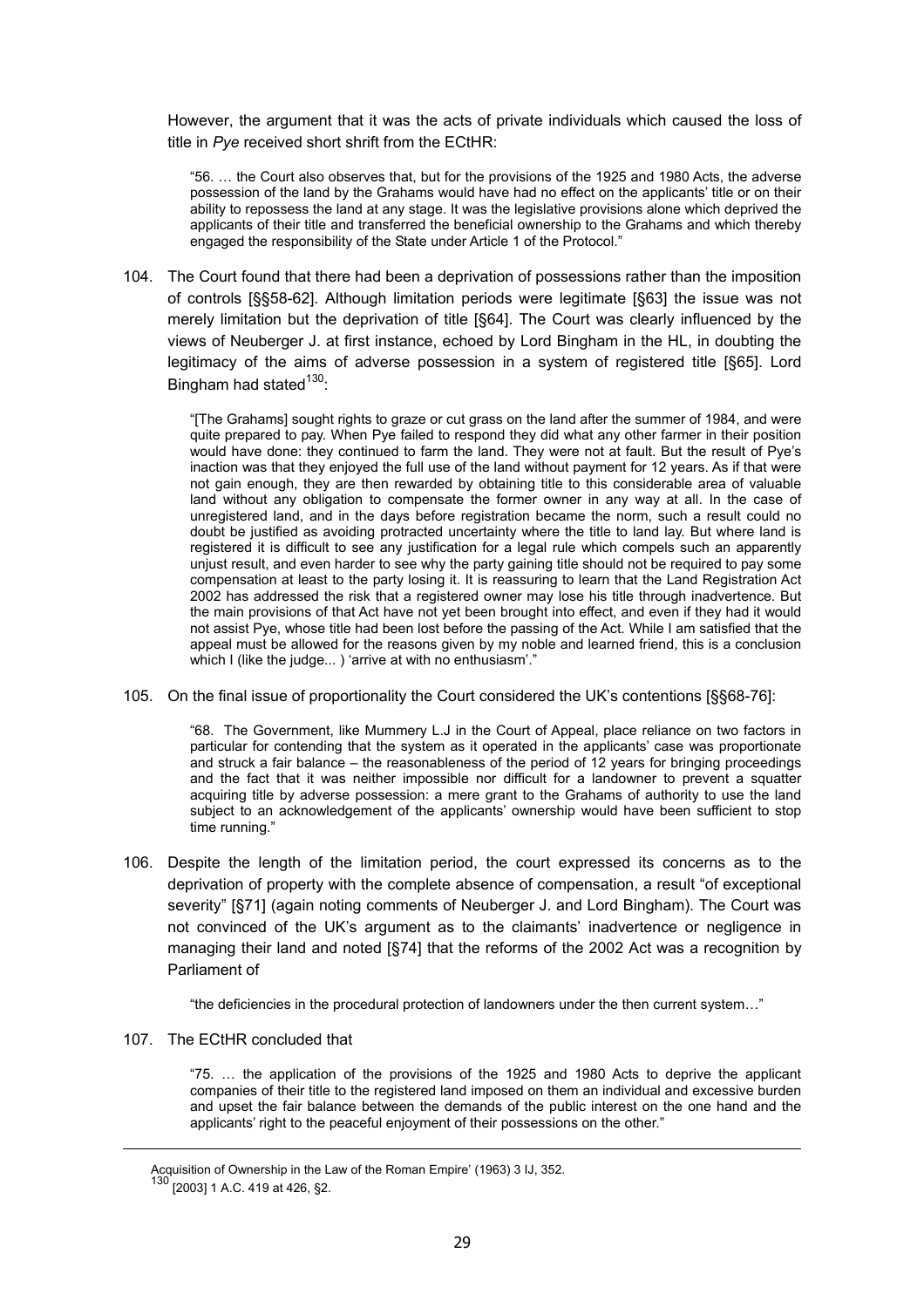However, the argument that it was the acts of private individuals which caused the loss of title in *Pye* received short shrift from the ECtHR:

> "56. … the Court also observes that, but for the provisions of the 1925 and 1980 Acts, the adverse possession of the land by the Grahams would have had no effect on the applicants' title or on their ability to repossess the land at any stage. It was the legislative provisions alone which deprived the applicants of their title and transferred the beneficial ownership to the Grahams and which thereby engaged the responsibility of the State under Article 1 of the Protocol."

104. The Court found that there had been a deprivation of possessions rather than the imposition of controls [§§58-62]. Although limitation periods were legitimate [§63] the issue was not merely limitation but the deprivation of title [§64]. The Court was clearly influenced by the views of Neuberger J. at first instance, echoed by Lord Bingham in the HL, in doubting the legitimacy of the aims of adverse possession in a system of registered title [§65]. Lord Bingham had stated[130]:

> "[The Grahams] sought rights to graze or cut grass on the land after the summer of 1984, and were quite prepared to pay. When Pye failed to respond they did what any other farmer in their position would have done: they continued to farm the land. They were not at fault. But the result of Pye's inaction was that they enjoyed the full use of the land without payment for 12 years. As if that were not gain enough, they are then rewarded by obtaining title to this considerable area of valuable land without any obligation to compensate the former owner in any way at all. In the case of unregistered land, and in the days before registration became the norm, such a result could no doubt be justified as avoiding protracted uncertainty where the title to land lay. But where land is registered it is difficult to see any justification for a legal rule which compels such an apparently unjust result, and even harder to see why the party gaining title should not be required to pay some compensation at least to the party losing it. It is reassuring to learn that the Land Registration Act 2002 has addressed the risk that a registered owner may lose his title through inadvertence. But the main provisions of that Act have not yet been brought into effect, and even if they had it would not assist Pye, whose title had been lost before the passing of the Act. While I am satisfied that the appeal must be allowed for the reasons given by my noble and learned friend, this is a conclusion which I (like the judge... ) 'arrive at with no enthusiasm'."

105. On the final issue of proportionality the Court considered the UK's contentions [§§68-76]:

> "68. The Government, like Mummery L.J in the Court of Appeal, place reliance on two factors in particular for contending that the system as it operated in the applicants' case was proportionate and struck a fair balance – the reasonableness of the period of 12 years for bringing proceedings and the fact that it was neither impossible nor difficult for a landowner to prevent a squatter acquiring title by adverse possession: a mere grant to the Grahams of authority to use the land subject to an acknowledgement of the applicants' ownership would have been sufficient to stop time running."

106. Despite the length of the limitation period, the court expressed its concerns as to the deprivation of property with the complete absence of compensation, a result "of exceptional severity" [§71] (again noting comments of Neuberger J. and Lord Bingham). The Court was not convinced of the UK's argument as to the claimants' inadvertence or negligence in managing their land and noted [§74] that the reforms of the 2002 Act was a recognition by Parliament of

> "the deficiencies in the procedural protection of landowners under the then current system…"

107. The ECtHR concluded that

> "75. … the application of the provisions of the 1925 and 1980 Acts to deprive the applicant companies of their title to the registered land imposed on them an individual and excessive burden and upset the fair balance between the demands of the public interest on the one hand and the applicants' right to the peaceful enjoyment of their possessions on the other."

---

Acquisition of Ownership in the Law of the Roman Empire' (1963) 3 IJ, 352.

[130] [2003] 1 A.C. 419 at 426, §2.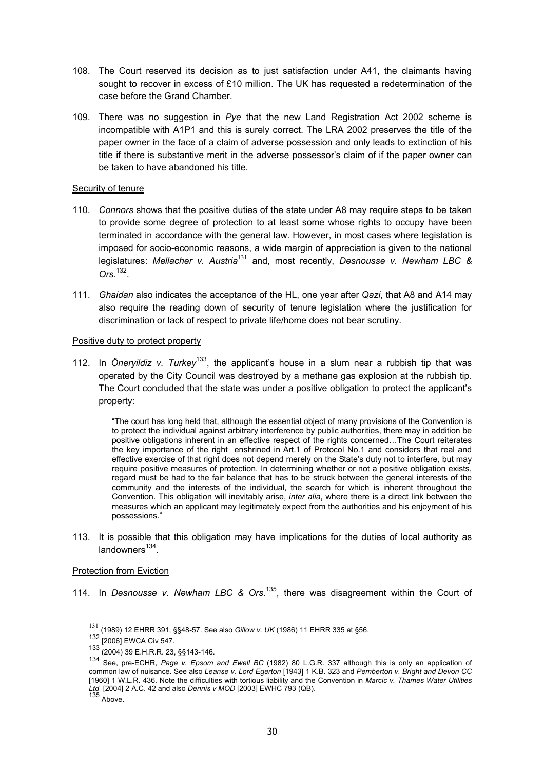108. The Court reserved its decision as to just satisfaction under A41, the claimants having sought to recover in excess of £10 million. The UK has requested a redetermination of the case before the Grand Chamber.

109. There was no suggestion in *Pye* that the new Land Registration Act 2002 scheme is incompatible with A1P1 and this is surely correct. The LRA 2002 preserves the title of the paper owner in the face of a claim of adverse possession and only leads to extinction of his title if there is substantive merit in the adverse possessor's claim of if the paper owner can be taken to have abandoned his title.

Security of tenure

110. *Connors* shows that the positive duties of the state under A8 may require steps to be taken to provide some degree of protection to at least some whose rights to occupy have been terminated in accordance with the general law. However, in most cases where legislation is imposed for socio-economic reasons, a wide margin of appreciation is given to the national legislatures: *Mellacher v. Austria*[131] and, most recently, *Desnousse v. Newham LBC & Ors.*[132].

111. *Ghaidan* also indicates the acceptance of the HL, one year after *Qazi*, that A8 and A14 may also require the reading down of security of tenure legislation where the justification for discrimination or lack of respect to private life/home does not bear scrutiny.

Positive duty to protect property

112. In *Öneryildiz v. Turkey*[133], the applicant's house in a slum near a rubbish tip that was operated by the City Council was destroyed by a methane gas explosion at the rubbish tip. The Court concluded that the state was under a positive obligation to protect the applicant's property:

> "The court has long held that, although the essential object of many provisions of the Convention is to protect the individual against arbitrary interference by public authorities, there may in addition be positive obligations inherent in an effective respect of the rights concerned…The Court reiterates the key importance of the right enshrined in Art.1 of Protocol No.1 and considers that real and effective exercise of that right does not depend merely on the State's duty not to interfere, but may require positive measures of protection. In determining whether or not a positive obligation exists, regard must be had to the fair balance that has to be struck between the general interests of the community and the interests of the individual, the search for which is inherent throughout the Convention. This obligation will inevitably arise, *inter alia*, where there is a direct link between the measures which an applicant may legitimately expect from the authorities and his enjoyment of his possessions."

113. It is possible that this obligation may have implications for the duties of local authority as landowners[134].

Protection from Eviction

114. In *Desnousse v. Newham LBC & Ors.*[135], there was disagreement within the Court of

---

[131] (1989) 12 EHRR 391, §§48-57. See also *Gillow v. UK* (1986) 11 EHRR 335 at §56.

[132] [2006] EWCA Civ 547.

[133] (2004) 39 E.H.R.R. 23, §§143-146.

[134] See, pre-ECHR, *Page v. Epsom and Ewell BC* (1982) 80 L.G.R. 337 although this is only an application of common law of nuisance. See also *Leanse v. Lord Egerton* [1943] 1 K.B. 323 and *Pemberton v. Bright and Devon CC* [1960] 1 W.L.R. 436. Note the difficulties with tortious liability and the Convention in *Marcic v. Thames Water Utilities Ltd* [2004] 2 A.C. 42 and also *Dennis v MOD* [2003] EWHC 793 (QB).

[135] Above.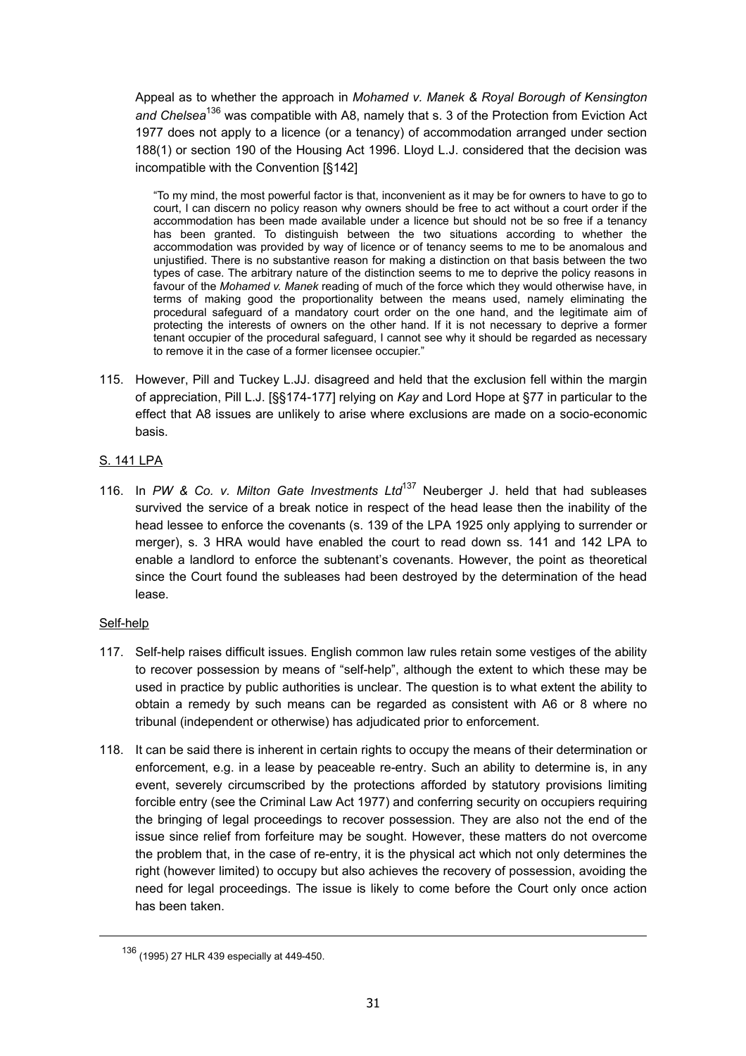Appeal as to whether the approach in *Mohamed v. Manek & Royal Borough of Kensington and Chelsea*[136] was compatible with A8, namely that s. 3 of the Protection from Eviction Act 1977 does not apply to a licence (or a tenancy) of accommodation arranged under section 188(1) or section 190 of the Housing Act 1996. Lloyd L.J. considered that the decision was incompatible with the Convention [§142]

> "To my mind, the most powerful factor is that, inconvenient as it may be for owners to have to go to court, I can discern no policy reason why owners should be free to act without a court order if the accommodation has been made available under a licence but should not be so free if a tenancy has been granted. To distinguish between the two situations according to whether the accommodation was provided by way of licence or of tenancy seems to me to be anomalous and unjustified. There is no substantive reason for making a distinction on that basis between the two types of case. The arbitrary nature of the distinction seems to me to deprive the policy reasons in favour of the *Mohamed v. Manek* reading of much of the force which they would otherwise have, in terms of making good the proportionality between the means used, namely eliminating the procedural safeguard of a mandatory court order on the one hand, and the legitimate aim of protecting the interests of owners on the other hand. If it is not necessary to deprive a former tenant occupier of the procedural safeguard, I cannot see why it should be regarded as necessary to remove it in the case of a former licensee occupier."

115. However, Pill and Tuckey L.JJ. disagreed and held that the exclusion fell within the margin of appreciation, Pill L.J. [§§174-177] relying on *Kay* and Lord Hope at §77 in particular to the effect that A8 issues are unlikely to arise where exclusions are made on a socio-economic basis.

<u>S. 141 LPA</u>

116. In *PW & Co. v. Milton Gate Investments Ltd*[137] Neuberger J. held that had subleases survived the service of a break notice in respect of the head lease then the inability of the head lessee to enforce the covenants (s. 139 of the LPA 1925 only applying to surrender or merger), s. 3 HRA would have enabled the court to read down ss. 141 and 142 LPA to enable a landlord to enforce the subtenant's covenants. However, the point as theoretical since the Court found the subleases had been destroyed by the determination of the head lease.

<u>Self-help</u>

117. Self-help raises difficult issues. English common law rules retain some vestiges of the ability to recover possession by means of "self-help", although the extent to which these may be used in practice by public authorities is unclear. The question is to what extent the ability to obtain a remedy by such means can be regarded as consistent with A6 or 8 where no tribunal (independent or otherwise) has adjudicated prior to enforcement.

118. It can be said there is inherent in certain rights to occupy the means of their determination or enforcement, e.g. in a lease by peaceable re-entry. Such an ability to determine is, in any event, severely circumscribed by the protections afforded by statutory provisions limiting forcible entry (see the Criminal Law Act 1977) and conferring security on occupiers requiring the bringing of legal proceedings to recover possession. They are also not the end of the issue since relief from forfeiture may be sought. However, these matters do not overcome the problem that, in the case of re-entry, it is the physical act which not only determines the right (however limited) to occupy but also achieves the recovery of possession, avoiding the need for legal proceedings. The issue is likely to come before the Court only once action has been taken.

---

[136] (1995) 27 HLR 439 especially at 449-450.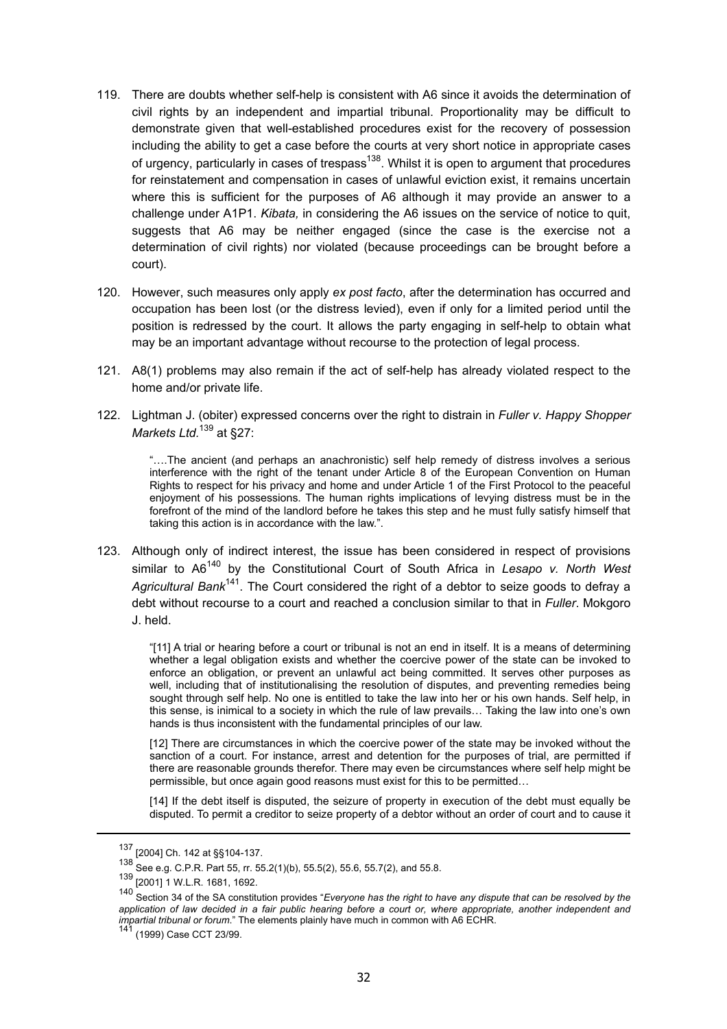119. There are doubts whether self-help is consistent with A6 since it avoids the determination of civil rights by an independent and impartial tribunal. Proportionality may be difficult to demonstrate given that well-established procedures exist for the recovery of possession including the ability to get a case before the courts at very short notice in appropriate cases of urgency, particularly in cases of trespass[138]. Whilst it is open to argument that procedures for reinstatement and compensation in cases of unlawful eviction exist, it remains uncertain where this is sufficient for the purposes of A6 although it may provide an answer to a challenge under A1P1. *Kibata,* in considering the A6 issues on the service of notice to quit, suggests that A6 may be neither engaged (since the case is the exercise not a determination of civil rights) nor violated (because proceedings can be brought before a court).

120. However, such measures only apply *ex post facto*, after the determination has occurred and occupation has been lost (or the distress levied), even if only for a limited period until the position is redressed by the court. It allows the party engaging in self-help to obtain what may be an important advantage without recourse to the protection of legal process.

121. A8(1) problems may also remain if the act of self-help has already violated respect to the home and/or private life.

122. Lightman J. (obiter) expressed concerns over the right to distrain in *Fuller v. Happy Shopper Markets Ltd.*[139] at §27:

> "….The ancient (and perhaps an anachronistic) self help remedy of distress involves a serious interference with the right of the tenant under Article 8 of the European Convention on Human Rights to respect for his privacy and home and under Article 1 of the First Protocol to the peaceful enjoyment of his possessions. The human rights implications of levying distress must be in the forefront of the mind of the landlord before he takes this step and he must fully satisfy himself that taking this action is in accordance with the law.".

123. Although only of indirect interest, the issue has been considered in respect of provisions similar to A6[140] by the Constitutional Court of South Africa in *Lesapo v. North West Agricultural Bank*[141]. The Court considered the right of a debtor to seize goods to defray a debt without recourse to a court and reached a conclusion similar to that in *Fuller*. Mokgoro J. held.

> "[11] A trial or hearing before a court or tribunal is not an end in itself. It is a means of determining whether a legal obligation exists and whether the coercive power of the state can be invoked to enforce an obligation, or prevent an unlawful act being committed. It serves other purposes as well, including that of institutionalising the resolution of disputes, and preventing remedies being sought through self help. No one is entitled to take the law into her or his own hands. Self help, in this sense, is inimical to a society in which the rule of law prevails… Taking the law into one's own hands is thus inconsistent with the fundamental principles of our law.
>
> [12] There are circumstances in which the coercive power of the state may be invoked without the sanction of a court. For instance, arrest and detention for the purposes of trial, are permitted if there are reasonable grounds therefor. There may even be circumstances where self help might be permissible, but once again good reasons must exist for this to be permitted…
>
> [14] If the debt itself is disputed, the seizure of property in execution of the debt must equally be disputed. To permit a creditor to seize property of a debtor without an order of court and to cause it

---

[137] [2004] Ch. 142 at §§104-137.

[138] See e.g. C.P.R. Part 55, rr. 55.2(1)(b), 55.5(2), 55.6, 55.7(2), and 55.8.

[139] [2001] 1 W.L.R. 1681, 1692.

[140] Section 34 of the SA constitution provides "*Everyone has the right to have any dispute that can be resolved by the application of law decided in a fair public hearing before a court or, where appropriate, another independent and impartial tribunal or forum.*" The elements plainly have much in common with A6 ECHR.

[141] (1999) Case CCT 23/99.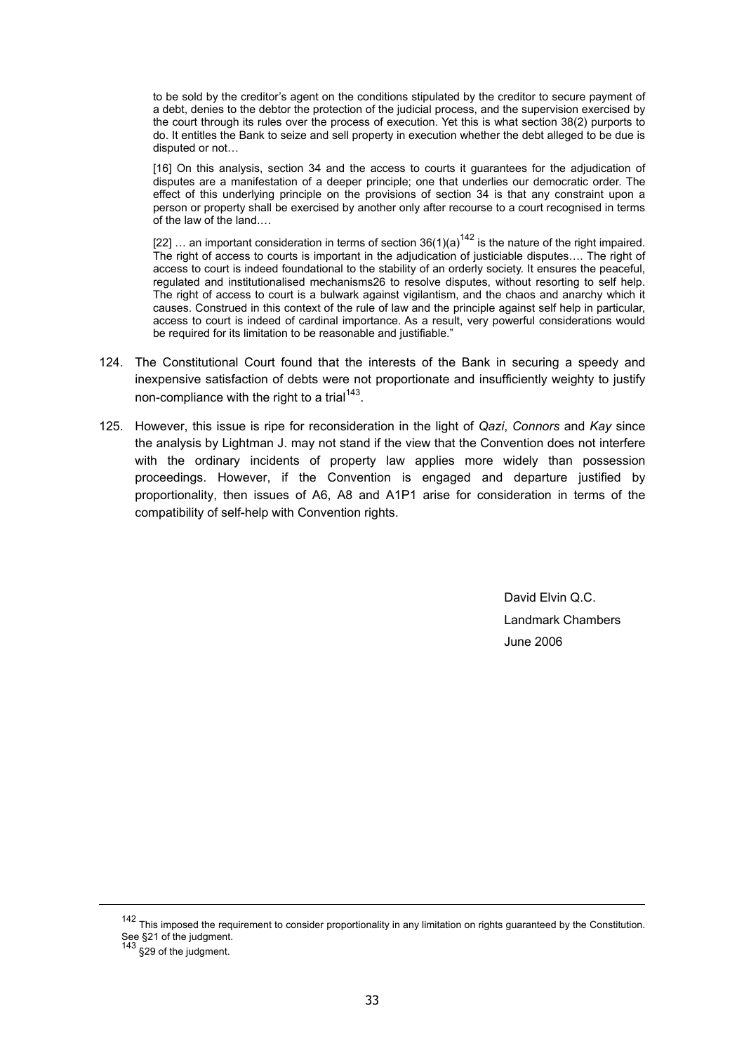to be sold by the creditor's agent on the conditions stipulated by the creditor to secure payment of a debt, denies to the debtor the protection of the judicial process, and the supervision exercised by the court through its rules over the process of execution. Yet this is what section 38(2) purports to do. It entitles the Bank to seize and sell property in execution whether the debt alleged to be due is disputed or not…

[16] On this analysis, section 34 and the access to courts it guarantees for the adjudication of disputes are a manifestation of a deeper principle; one that underlies our democratic order. The effect of this underlying principle on the provisions of section 34 is that any constraint upon a person or property shall be exercised by another only after recourse to a court recognised in terms of the law of the land.…

[22] … an important consideration in terms of section 36(1)(a)[142] is the nature of the right impaired. The right of access to courts is important in the adjudication of justiciable disputes…. The right of access to court is indeed foundational to the stability of an orderly society. It ensures the peaceful, regulated and institutionalised mechanisms26 to resolve disputes, without resorting to self help. The right of access to court is a bulwark against vigilantism, and the chaos and anarchy which it causes. Construed in this context of the rule of law and the principle against self help in particular, access to court is indeed of cardinal importance. As a result, very powerful considerations would be required for its limitation to be reasonable and justifiable."

124. The Constitutional Court found that the interests of the Bank in securing a speedy and inexpensive satisfaction of debts were not proportionate and insufficiently weighty to justify non-compliance with the right to a trial[143].

125. However, this issue is ripe for reconsideration in the light of *Qazi*, *Connors* and *Kay* since the analysis by Lightman J. may not stand if the view that the Convention does not interfere with the ordinary incidents of property law applies more widely than possession proceedings. However, if the Convention is engaged and departure justified by proportionality, then issues of A6, A8 and A1P1 arise for consideration in terms of the compatibility of self-help with Convention rights.

David Elvin Q.C.
Landmark Chambers
June 2006

---

[142] This imposed the requirement to consider proportionality in any limitation on rights guaranteed by the Constitution. See §21 of the judgment.

[143] §29 of the judgment.